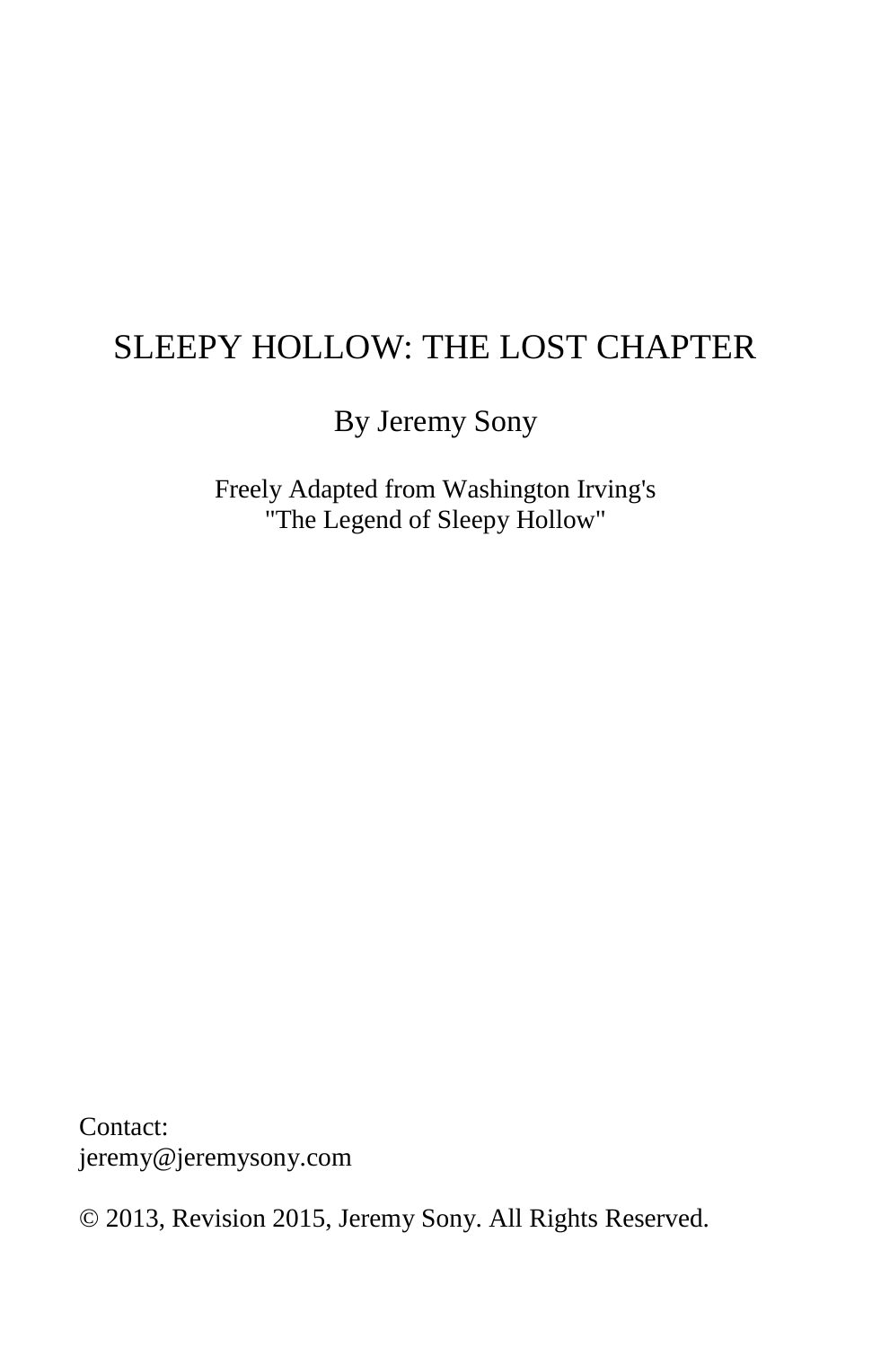# SLEEPY HOLLOW: THE LOST CHAPTER

By Jeremy Sony

Freely Adapted from Washington Irving's
"The Legend of Sleepy Hollow"

Contact:
jeremy@jeremysony.com

© 2013, Revision 2015, Jeremy Sony. All Rights Reserved.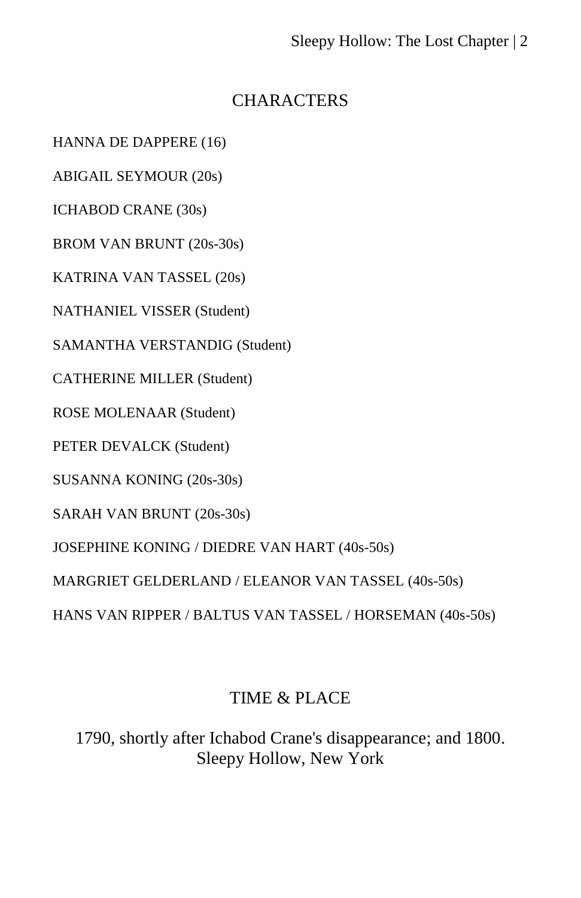## CHARACTERS

HANNA DE DAPPERE (16)

ABIGAIL SEYMOUR (20s)

ICHABOD CRANE (30s)

BROM VAN BRUNT (20s-30s)

KATRINA VAN TASSEL (20s)

NATHANIEL VISSER (Student)

SAMANTHA VERSTANDIG (Student)

CATHERINE MILLER (Student)

ROSE MOLENAAR (Student)

PETER DEVALCK (Student)

SUSANNA KONING (20s-30s)

SARAH VAN BRUNT (20s-30s)

JOSEPHINE KONING / DIEDRE VAN HART (40s-50s)

MARGRIET GELDERLAND / ELEANOR VAN TASSEL (40s-50s)

HANS VAN RIPPER / BALTUS VAN TASSEL / HORSEMAN (40s-50s)

## TIME & PLACE

1790, shortly after Ichabod Crane's disappearance; and 1800.
Sleepy Hollow, New York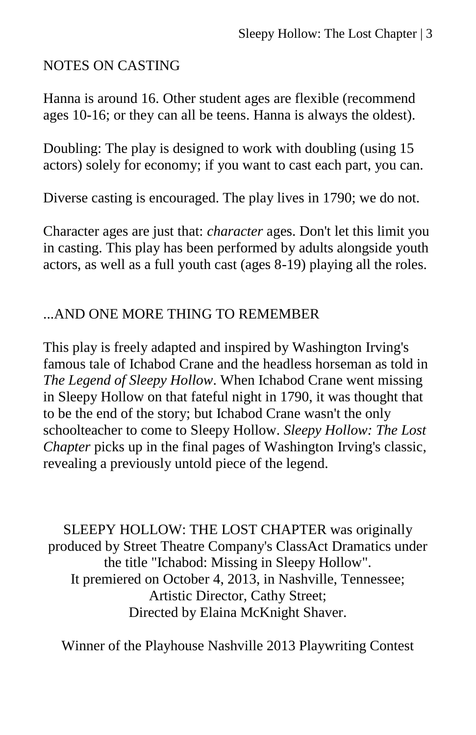## NOTES ON CASTING

Hanna is around 16. Other student ages are flexible (recommend ages 10-16; or they can all be teens. Hanna is always the oldest).

Doubling: The play is designed to work with doubling (using 15 actors) solely for economy; if you want to cast each part, you can.

Diverse casting is encouraged. The play lives in 1790; we do not.

Character ages are just that: *character* ages. Don't let this limit you in casting. This play has been performed by adults alongside youth actors, as well as a full youth cast (ages 8-19) playing all the roles.

## ...AND ONE MORE THING TO REMEMBER

This play is freely adapted and inspired by Washington Irving's famous tale of Ichabod Crane and the headless horseman as told in *The Legend of Sleepy Hollow*. When Ichabod Crane went missing in Sleepy Hollow on that fateful night in 1790, it was thought that to be the end of the story; but Ichabod Crane wasn't the only schoolteacher to come to Sleepy Hollow. *Sleepy Hollow: The Lost Chapter* picks up in the final pages of Washington Irving's classic, revealing a previously untold piece of the legend.

SLEEPY HOLLOW: THE LOST CHAPTER was originally produced by Street Theatre Company's ClassAct Dramatics under the title "Ichabod: Missing in Sleepy Hollow".
It premiered on October 4, 2013, in Nashville, Tennessee;
Artistic Director, Cathy Street;
Directed by Elaina McKnight Shaver.

Winner of the Playhouse Nashville 2013 Playwriting Contest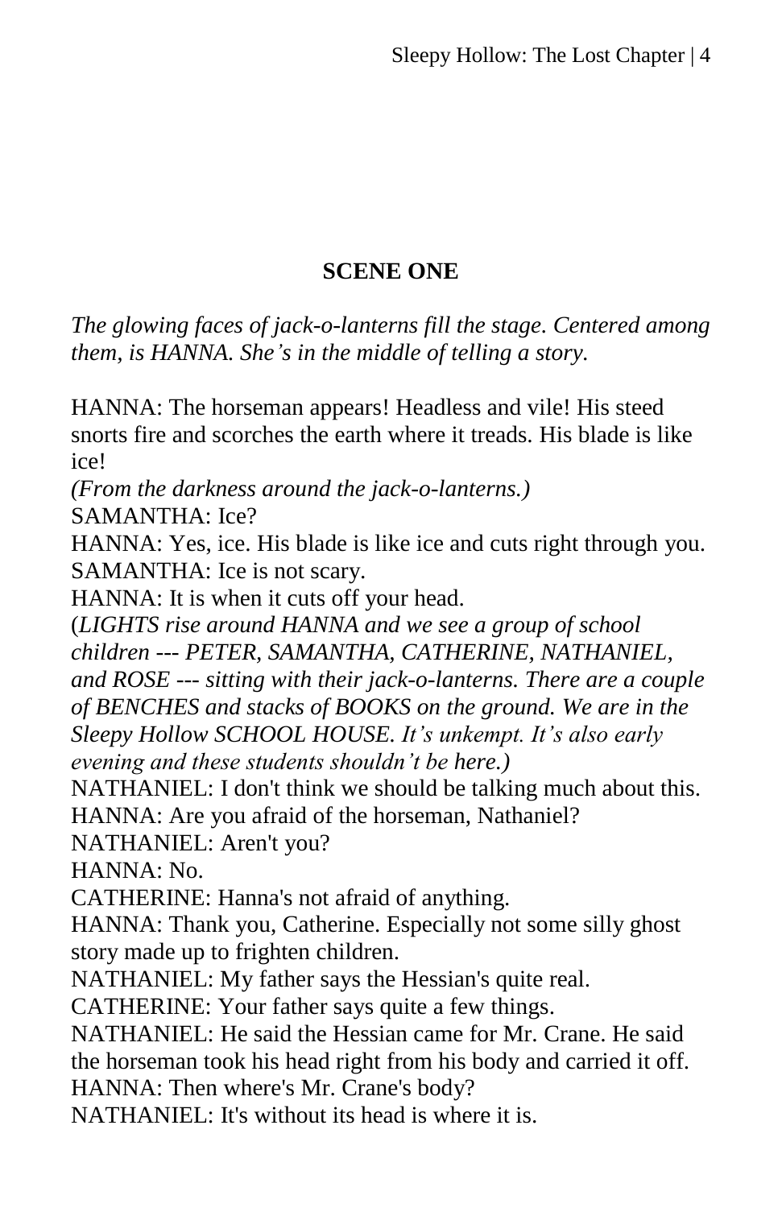## SCENE ONE

*The glowing faces of jack-o-lanterns fill the stage. Centered among them, is HANNA. She's in the middle of telling a story.*

HANNA: The horseman appears! Headless and vile! His steed snorts fire and scorches the earth where it treads. His blade is like ice!

*(From the darkness around the jack-o-lanterns.)*

SAMANTHA: Ice?

HANNA: Yes, ice. His blade is like ice and cuts right through you.

SAMANTHA: Ice is not scary.

HANNA: It is when it cuts off your head.

(*LIGHTS rise around HANNA and we see a group of school children --- PETER, SAMANTHA, CATHERINE, NATHANIEL, and ROSE --- sitting with their jack-o-lanterns. There are a couple of BENCHES and stacks of BOOKS on the ground. We are in the Sleepy Hollow SCHOOL HOUSE. It's unkempt. It's also early evening and these students shouldn't be here.)*

NATHANIEL: I don't think we should be talking much about this.

HANNA: Are you afraid of the horseman, Nathaniel?

NATHANIEL: Aren't you?

HANNA: No.

CATHERINE: Hanna's not afraid of anything.

HANNA: Thank you, Catherine. Especially not some silly ghost story made up to frighten children.

NATHANIEL: My father says the Hessian's quite real.

CATHERINE: Your father says quite a few things.

NATHANIEL: He said the Hessian came for Mr. Crane. He said the horseman took his head right from his body and carried it off.

HANNA: Then where's Mr. Crane's body?

NATHANIEL: It's without its head is where it is.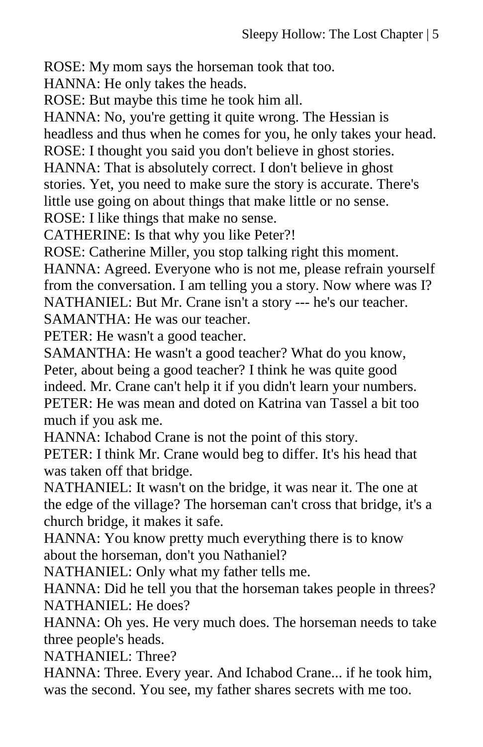ROSE: My mom says the horseman took that too.
HANNA: He only takes the heads.
ROSE: But maybe this time he took him all.
HANNA: No, you're getting it quite wrong. The Hessian is headless and thus when he comes for you, he only takes your head.
ROSE: I thought you said you don't believe in ghost stories.
HANNA: That is absolutely correct. I don't believe in ghost stories. Yet, you need to make sure the story is accurate. There's little use going on about things that make little or no sense.
ROSE: I like things that make no sense.
CATHERINE: Is that why you like Peter?!
ROSE: Catherine Miller, you stop talking right this moment.
HANNA: Agreed. Everyone who is not me, please refrain yourself from the conversation. I am telling you a story. Now where was I?
NATHANIEL: But Mr. Crane isn't a story --- he's our teacher.
SAMANTHA: He was our teacher.
PETER: He wasn't a good teacher.
SAMANTHA: He wasn't a good teacher? What do you know, Peter, about being a good teacher? I think he was quite good indeed. Mr. Crane can't help it if you didn't learn your numbers.
PETER: He was mean and doted on Katrina van Tassel a bit too much if you ask me.
HANNA: Ichabod Crane is not the point of this story.
PETER: I think Mr. Crane would beg to differ. It's his head that was taken off that bridge.
NATHANIEL: It wasn't on the bridge, it was near it. The one at the edge of the village? The horseman can't cross that bridge, it's a church bridge, it makes it safe.
HANNA: You know pretty much everything there is to know about the horseman, don't you Nathaniel?
NATHANIEL: Only what my father tells me.
HANNA: Did he tell you that the horseman takes people in threes?
NATHANIEL: He does?
HANNA: Oh yes. He very much does. The horseman needs to take three people's heads.
NATHANIEL: Three?
HANNA: Three. Every year. And Ichabod Crane... if he took him, was the second. You see, my father shares secrets with me too.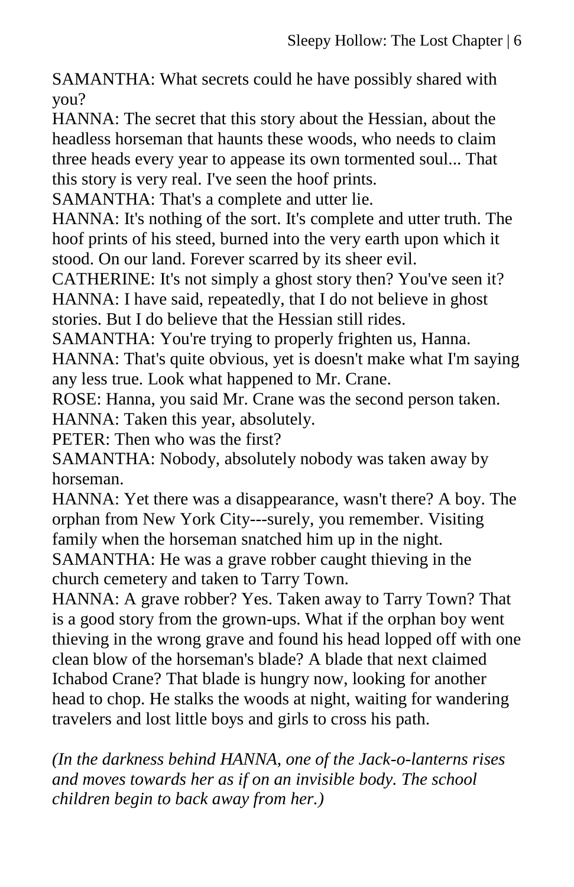SAMANTHA: What secrets could he have possibly shared with you?
HANNA: The secret that this story about the Hessian, about the headless horseman that haunts these woods, who needs to claim three heads every year to appease its own tormented soul... That this story is very real. I've seen the hoof prints.
SAMANTHA: That's a complete and utter lie.
HANNA: It's nothing of the sort. It's complete and utter truth. The hoof prints of his steed, burned into the very earth upon which it stood. On our land. Forever scarred by its sheer evil.
CATHERINE: It's not simply a ghost story then? You've seen it?
HANNA: I have said, repeatedly, that I do not believe in ghost stories. But I do believe that the Hessian still rides.
SAMANTHA: You're trying to properly frighten us, Hanna.
HANNA: That's quite obvious, yet is doesn't make what I'm saying any less true. Look what happened to Mr. Crane.
ROSE: Hanna, you said Mr. Crane was the second person taken.
HANNA: Taken this year, absolutely.
PETER: Then who was the first?
SAMANTHA: Nobody, absolutely nobody was taken away by horseman.
HANNA: Yet there was a disappearance, wasn't there? A boy. The orphan from New York City---surely, you remember. Visiting family when the horseman snatched him up in the night.
SAMANTHA: He was a grave robber caught thieving in the church cemetery and taken to Tarry Town.
HANNA: A grave robber? Yes. Taken away to Tarry Town? That is a good story from the grown-ups. What if the orphan boy went thieving in the wrong grave and found his head lopped off with one clean blow of the horseman's blade? A blade that next claimed Ichabod Crane? That blade is hungry now, looking for another head to chop. He stalks the woods at night, waiting for wandering travelers and lost little boys and girls to cross his path.

*(In the darkness behind HANNA, one of the Jack-o-lanterns rises and moves towards her as if on an invisible body. The school children begin to back away from her.)*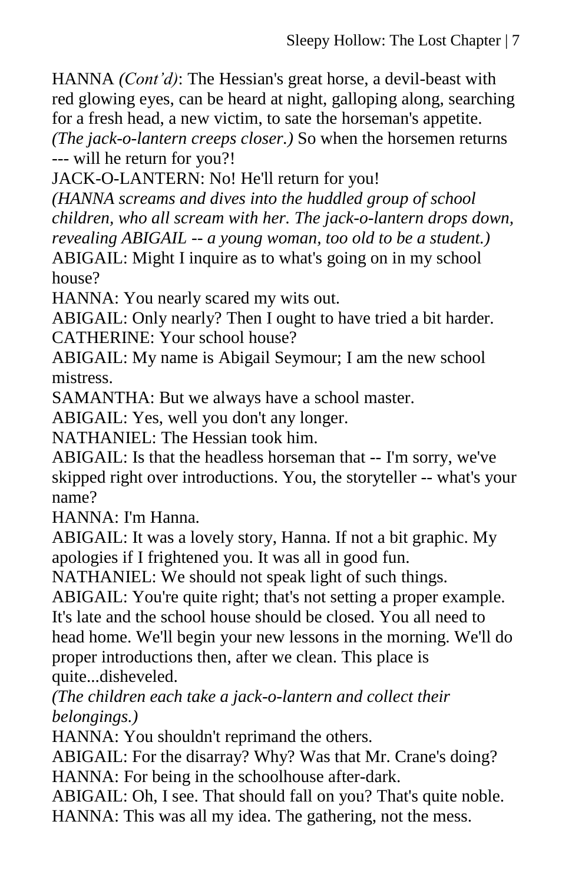HANNA *(Cont'd)*: The Hessian's great horse, a devil-beast with red glowing eyes, can be heard at night, galloping along, searching for a fresh head, a new victim, to sate the horseman's appetite. *(The jack-o-lantern creeps closer.)* So when the horsemen returns --- will he return for you?!

JACK-O-LANTERN: No! He'll return for you!

*(HANNA screams and dives into the huddled group of school children, who all scream with her. The jack-o-lantern drops down, revealing ABIGAIL -- a young woman, too old to be a student.)*

ABIGAIL: Might I inquire as to what's going on in my school house?

HANNA: You nearly scared my wits out.

ABIGAIL: Only nearly? Then I ought to have tried a bit harder.

CATHERINE: Your school house?

ABIGAIL: My name is Abigail Seymour; I am the new school mistress.

SAMANTHA: But we always have a school master.

ABIGAIL: Yes, well you don't any longer.

NATHANIEL: The Hessian took him.

ABIGAIL: Is that the headless horseman that -- I'm sorry, we've skipped right over introductions. You, the storyteller -- what's your name?

HANNA: I'm Hanna.

ABIGAIL: It was a lovely story, Hanna. If not a bit graphic. My apologies if I frightened you. It was all in good fun.

NATHANIEL: We should not speak light of such things.

ABIGAIL: You're quite right; that's not setting a proper example. It's late and the school house should be closed. You all need to head home. We'll begin your new lessons in the morning. We'll do proper introductions then, after we clean. This place is quite...disheveled.

*(The children each take a jack-o-lantern and collect their belongings.)*

HANNA: You shouldn't reprimand the others.

ABIGAIL: For the disarray? Why? Was that Mr. Crane's doing?

HANNA: For being in the schoolhouse after-dark.

ABIGAIL: Oh, I see. That should fall on you? That's quite noble.

HANNA: This was all my idea. The gathering, not the mess.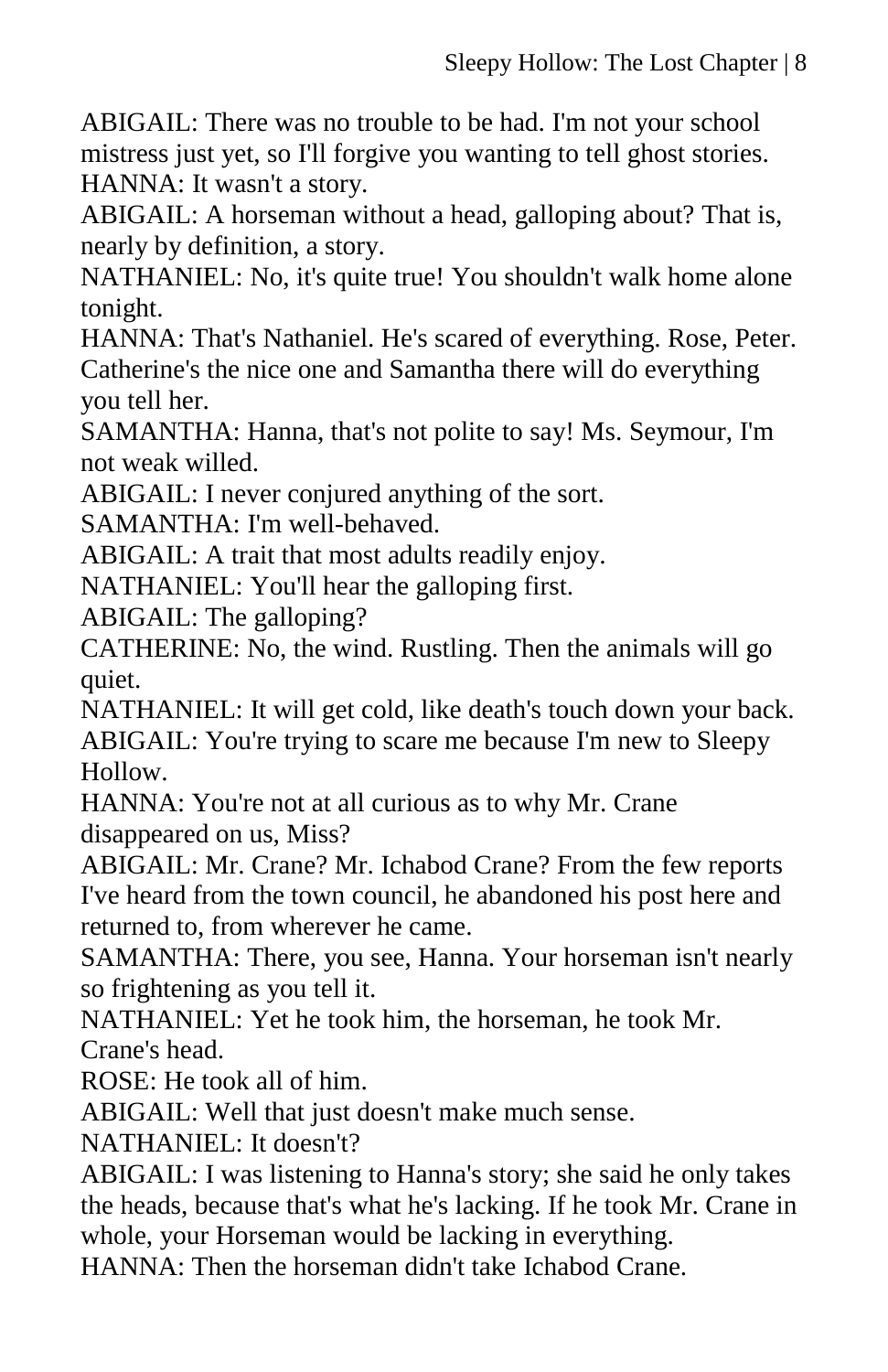ABIGAIL: There was no trouble to be had. I'm not your school mistress just yet, so I'll forgive you wanting to tell ghost stories.

HANNA: It wasn't a story.

ABIGAIL: A horseman without a head, galloping about? That is, nearly by definition, a story.

NATHANIEL: No, it's quite true! You shouldn't walk home alone tonight.

HANNA: That's Nathaniel. He's scared of everything. Rose, Peter. Catherine's the nice one and Samantha there will do everything you tell her.

SAMANTHA: Hanna, that's not polite to say! Ms. Seymour, I'm not weak willed.

ABIGAIL: I never conjured anything of the sort.

SAMANTHA: I'm well-behaved.

ABIGAIL: A trait that most adults readily enjoy.

NATHANIEL: You'll hear the galloping first.

ABIGAIL: The galloping?

CATHERINE: No, the wind. Rustling. Then the animals will go quiet.

NATHANIEL: It will get cold, like death's touch down your back.

ABIGAIL: You're trying to scare me because I'm new to Sleepy Hollow.

HANNA: You're not at all curious as to why Mr. Crane disappeared on us, Miss?

ABIGAIL: Mr. Crane? Mr. Ichabod Crane? From the few reports I've heard from the town council, he abandoned his post here and returned to, from wherever he came.

SAMANTHA: There, you see, Hanna. Your horseman isn't nearly so frightening as you tell it.

NATHANIEL: Yet he took him, the horseman, he took Mr. Crane's head.

ROSE: He took all of him.

ABIGAIL: Well that just doesn't make much sense.

NATHANIEL: It doesn't?

ABIGAIL: I was listening to Hanna's story; she said he only takes the heads, because that's what he's lacking. If he took Mr. Crane in whole, your Horseman would be lacking in everything.

HANNA: Then the horseman didn't take Ichabod Crane.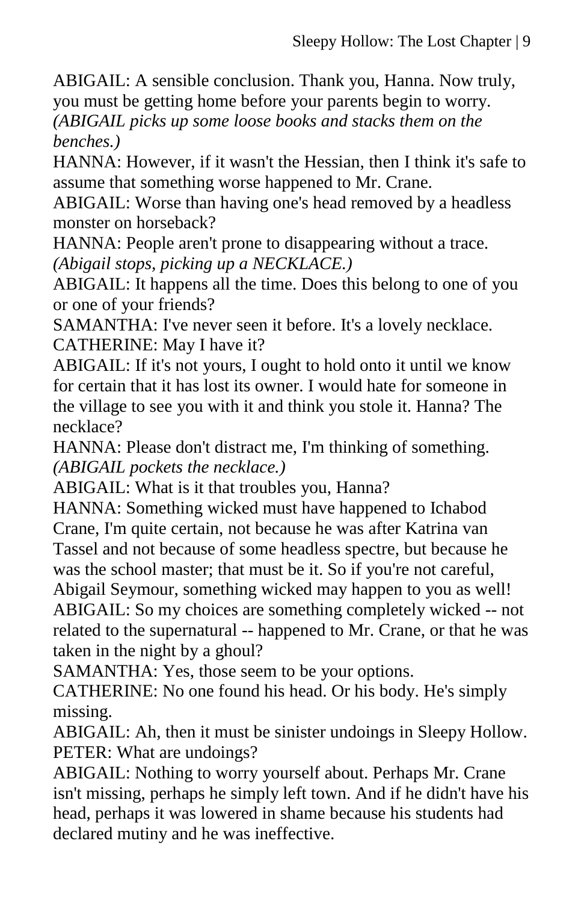ABIGAIL: A sensible conclusion. Thank you, Hanna. Now truly, you must be getting home before your parents begin to worry. *(ABIGAIL picks up some loose books and stacks them on the benches.)*

HANNA: However, if it wasn't the Hessian, then I think it's safe to assume that something worse happened to Mr. Crane.

ABIGAIL: Worse than having one's head removed by a headless monster on horseback?

HANNA: People aren't prone to disappearing without a trace. *(Abigail stops, picking up a NECKLACE.)*

ABIGAIL: It happens all the time. Does this belong to one of you or one of your friends?

SAMANTHA: I've never seen it before. It's a lovely necklace.

CATHERINE: May I have it?

ABIGAIL: If it's not yours, I ought to hold onto it until we know for certain that it has lost its owner. I would hate for someone in the village to see you with it and think you stole it. Hanna? The necklace?

HANNA: Please don't distract me, I'm thinking of something. *(ABIGAIL pockets the necklace.)*

ABIGAIL: What is it that troubles you, Hanna?

HANNA: Something wicked must have happened to Ichabod Crane, I'm quite certain, not because he was after Katrina van Tassel and not because of some headless spectre, but because he was the school master; that must be it. So if you're not careful, Abigail Seymour, something wicked may happen to you as well!

ABIGAIL: So my choices are something completely wicked -- not related to the supernatural -- happened to Mr. Crane, or that he was taken in the night by a ghoul?

SAMANTHA: Yes, those seem to be your options.

CATHERINE: No one found his head. Or his body. He's simply missing.

ABIGAIL: Ah, then it must be sinister undoings in Sleepy Hollow.

PETER: What are undoings?

ABIGAIL: Nothing to worry yourself about. Perhaps Mr. Crane isn't missing, perhaps he simply left town. And if he didn't have his head, perhaps it was lowered in shame because his students had declared mutiny and he was ineffective.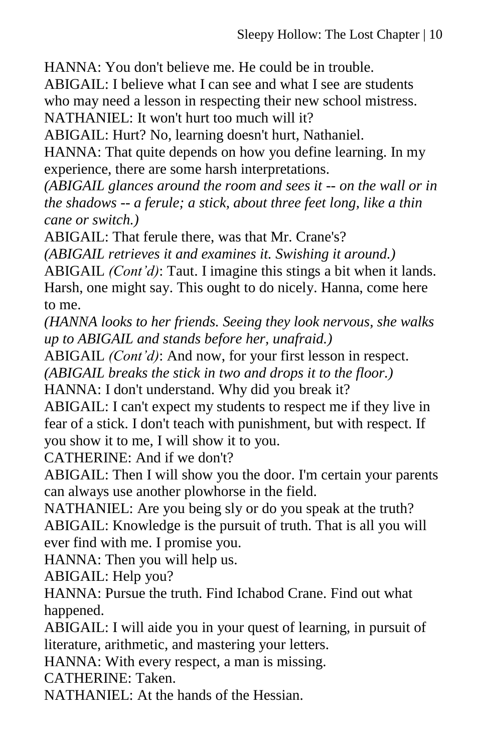HANNA: You don't believe me. He could be in trouble.
ABIGAIL: I believe what I can see and what I see are students who may need a lesson in respecting their new school mistress.
NATHANIEL: It won't hurt too much will it?
ABIGAIL: Hurt? No, learning doesn't hurt, Nathaniel.
HANNA: That quite depends on how you define learning. In my experience, there are some harsh interpretations.
*(ABIGAIL glances around the room and sees it -- on the wall or in the shadows -- a ferule; a stick, about three feet long, like a thin cane or switch.)*
ABIGAIL: That ferule there, was that Mr. Crane's?
*(ABIGAIL retrieves it and examines it. Swishing it around.)*
ABIGAIL *(Cont'd)*: Taut. I imagine this stings a bit when it lands. Harsh, one might say. This ought to do nicely. Hanna, come here to me.
*(HANNA looks to her friends. Seeing they look nervous, she walks up to ABIGAIL and stands before her, unafraid.)*
ABIGAIL *(Cont'd)*: And now, for your first lesson in respect.
*(ABIGAIL breaks the stick in two and drops it to the floor.)*
HANNA: I don't understand. Why did you break it?
ABIGAIL: I can't expect my students to respect me if they live in fear of a stick. I don't teach with punishment, but with respect. If you show it to me, I will show it to you.
CATHERINE: And if we don't?
ABIGAIL: Then I will show you the door. I'm certain your parents can always use another plowhorse in the field.
NATHANIEL: Are you being sly or do you speak at the truth?
ABIGAIL: Knowledge is the pursuit of truth. That is all you will ever find with me. I promise you.
HANNA: Then you will help us.
ABIGAIL: Help you?
HANNA: Pursue the truth. Find Ichabod Crane. Find out what happened.
ABIGAIL: I will aide you in your quest of learning, in pursuit of literature, arithmetic, and mastering your letters.
HANNA: With every respect, a man is missing.
CATHERINE: Taken.
NATHANIEL: At the hands of the Hessian.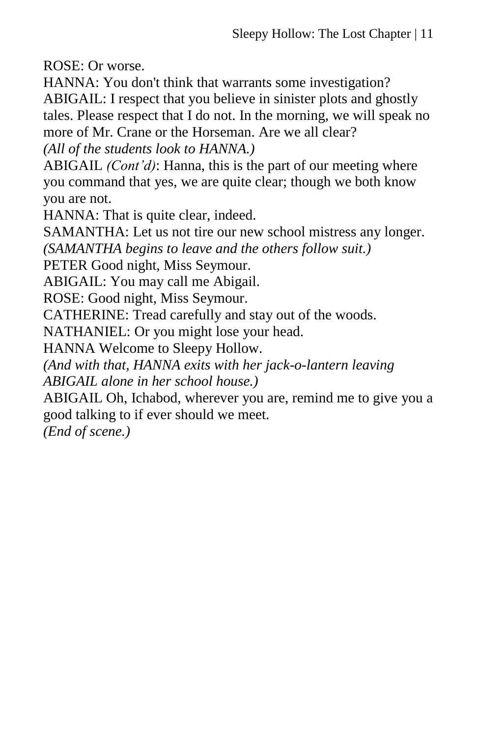ROSE: Or worse.

HANNA: You don't think that warrants some investigation?

ABIGAIL: I respect that you believe in sinister plots and ghostly tales. Please respect that I do not. In the morning, we will speak no more of Mr. Crane or the Horseman. Are we all clear?

*(All of the students look to HANNA.)*

ABIGAIL *(Cont'd)*: Hanna, this is the part of our meeting where you command that yes, we are quite clear; though we both know you are not.

HANNA: That is quite clear, indeed.

SAMANTHA: Let us not tire our new school mistress any longer.

*(SAMANTHA begins to leave and the others follow suit.)*

PETER Good night, Miss Seymour.

ABIGAIL: You may call me Abigail.

ROSE: Good night, Miss Seymour.

CATHERINE: Tread carefully and stay out of the woods.

NATHANIEL: Or you might lose your head.

HANNA Welcome to Sleepy Hollow.

*(And with that, HANNA exits with her jack-o-lantern leaving ABIGAIL alone in her school house.)*

ABIGAIL Oh, Ichabod, wherever you are, remind me to give you a good talking to if ever should we meet.

*(End of scene.)*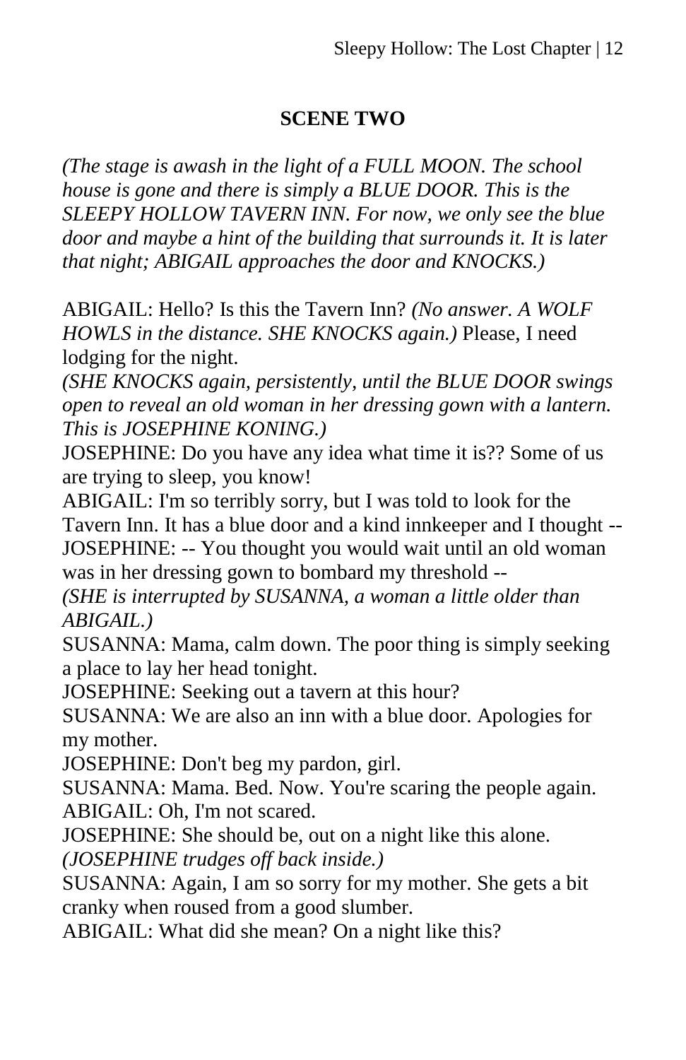## SCENE TWO

*(The stage is awash in the light of a FULL MOON. The school house is gone and there is simply a BLUE DOOR. This is the SLEEPY HOLLOW TAVERN INN. For now, we only see the blue door and maybe a hint of the building that surrounds it. It is later that night; ABIGAIL approaches the door and KNOCKS.)*

ABIGAIL: Hello? Is this the Tavern Inn? *(No answer. A WOLF HOWLS in the distance. SHE KNOCKS again.)* Please, I need lodging for the night.

*(SHE KNOCKS again, persistently, until the BLUE DOOR swings open to reveal an old woman in her dressing gown with a lantern. This is JOSEPHINE KONING.)*

JOSEPHINE: Do you have any idea what time it is?? Some of us are trying to sleep, you know!

ABIGAIL: I'm so terribly sorry, but I was told to look for the Tavern Inn. It has a blue door and a kind innkeeper and I thought --

JOSEPHINE: -- You thought you would wait until an old woman was in her dressing gown to bombard my threshold --

*(SHE is interrupted by SUSANNA, a woman a little older than ABIGAIL.)*

SUSANNA: Mama, calm down. The poor thing is simply seeking a place to lay her head tonight.

JOSEPHINE: Seeking out a tavern at this hour?

SUSANNA: We are also an inn with a blue door. Apologies for my mother.

JOSEPHINE: Don't beg my pardon, girl.

SUSANNA: Mama. Bed. Now. You're scaring the people again.

ABIGAIL: Oh, I'm not scared.

JOSEPHINE: She should be, out on a night like this alone.

*(JOSEPHINE trudges off back inside.)*

SUSANNA: Again, I am so sorry for my mother. She gets a bit cranky when roused from a good slumber.

ABIGAIL: What did she mean? On a night like this?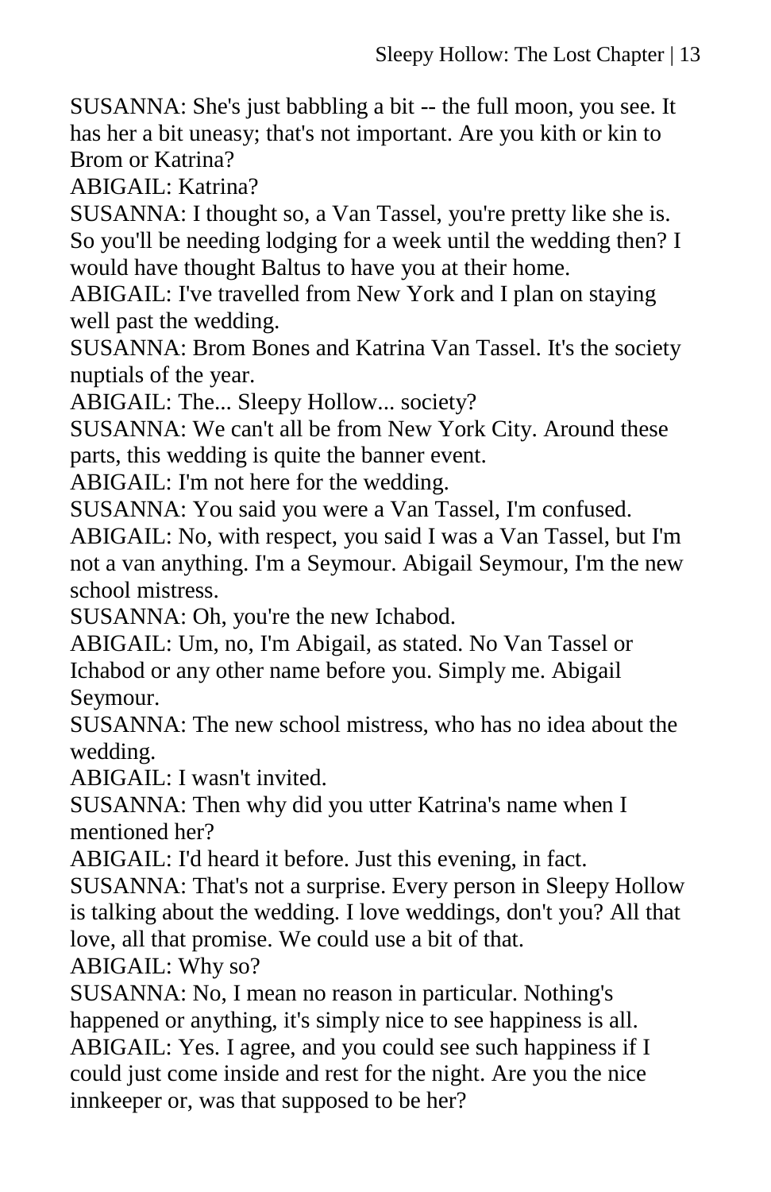SUSANNA: She's just babbling a bit -- the full moon, you see. It has her a bit uneasy; that's not important. Are you kith or kin to Brom or Katrina?

ABIGAIL: Katrina?

SUSANNA: I thought so, a Van Tassel, you're pretty like she is. So you'll be needing lodging for a week until the wedding then? I would have thought Baltus to have you at their home.

ABIGAIL: I've travelled from New York and I plan on staying well past the wedding.

SUSANNA: Brom Bones and Katrina Van Tassel. It's the society nuptials of the year.

ABIGAIL: The... Sleepy Hollow... society?

SUSANNA: We can't all be from New York City. Around these parts, this wedding is quite the banner event.

ABIGAIL: I'm not here for the wedding.

SUSANNA: You said you were a Van Tassel, I'm confused.

ABIGAIL: No, with respect, you said I was a Van Tassel, but I'm not a van anything. I'm a Seymour. Abigail Seymour, I'm the new school mistress.

SUSANNA: Oh, you're the new Ichabod.

ABIGAIL: Um, no, I'm Abigail, as stated. No Van Tassel or Ichabod or any other name before you. Simply me. Abigail Seymour.

SUSANNA: The new school mistress, who has no idea about the wedding.

ABIGAIL: I wasn't invited.

SUSANNA: Then why did you utter Katrina's name when I mentioned her?

ABIGAIL: I'd heard it before. Just this evening, in fact.

SUSANNA: That's not a surprise. Every person in Sleepy Hollow is talking about the wedding. I love weddings, don't you? All that love, all that promise. We could use a bit of that.

ABIGAIL: Why so?

SUSANNA: No, I mean no reason in particular. Nothing's happened or anything, it's simply nice to see happiness is all.

ABIGAIL: Yes. I agree, and you could see such happiness if I could just come inside and rest for the night. Are you the nice innkeeper or, was that supposed to be her?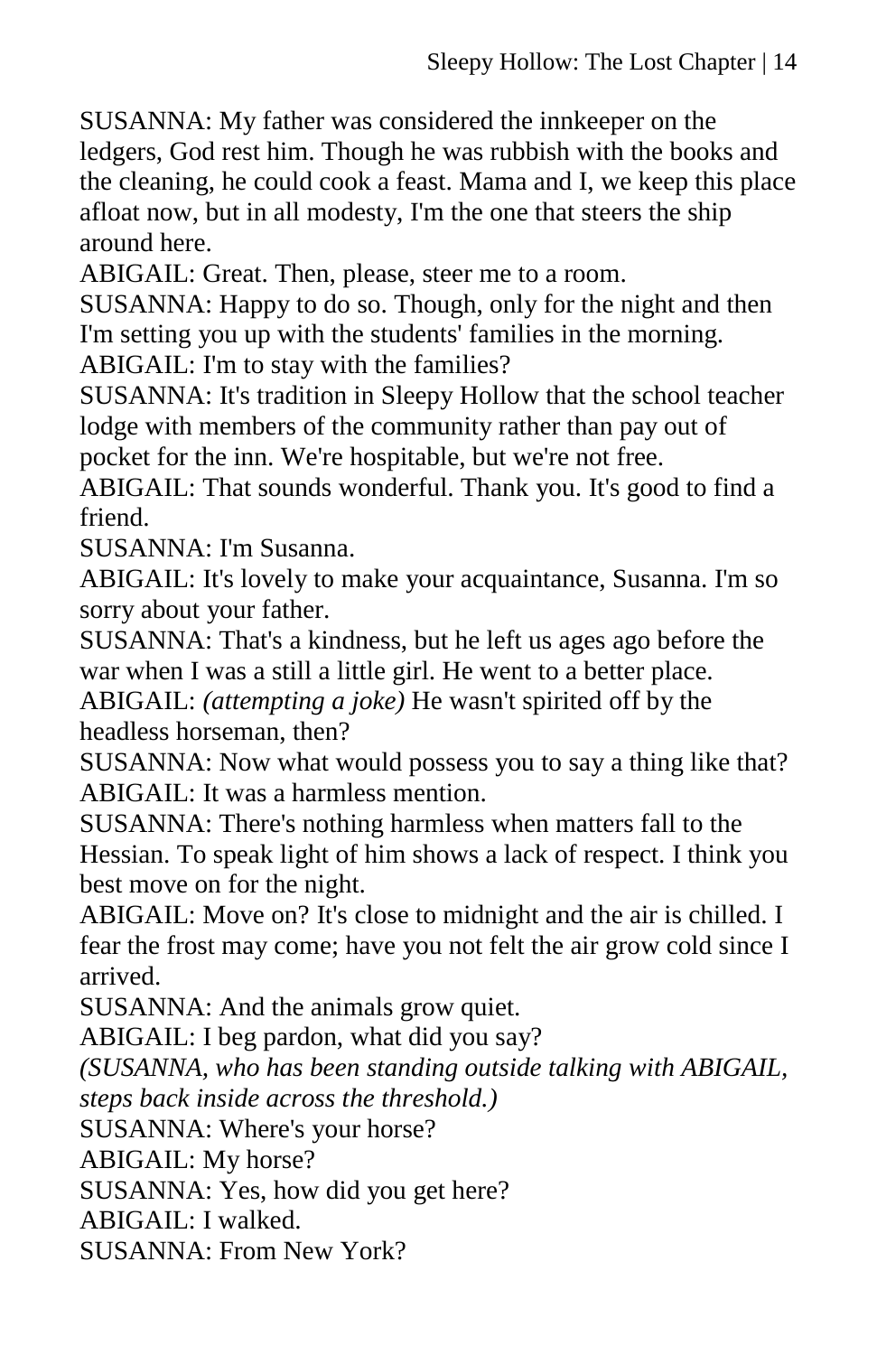SUSANNA: My father was considered the innkeeper on the ledgers, God rest him. Though he was rubbish with the books and the cleaning, he could cook a feast. Mama and I, we keep this place afloat now, but in all modesty, I'm the one that steers the ship around here.

ABIGAIL: Great. Then, please, steer me to a room.

SUSANNA: Happy to do so. Though, only for the night and then I'm setting you up with the students' families in the morning.

ABIGAIL: I'm to stay with the families?

SUSANNA: It's tradition in Sleepy Hollow that the school teacher lodge with members of the community rather than pay out of pocket for the inn. We're hospitable, but we're not free.

ABIGAIL: That sounds wonderful. Thank you. It's good to find a friend.

SUSANNA: I'm Susanna.

ABIGAIL: It's lovely to make your acquaintance, Susanna. I'm so sorry about your father.

SUSANNA: That's a kindness, but he left us ages ago before the war when I was a still a little girl. He went to a better place.

ABIGAIL: *(attempting a joke)* He wasn't spirited off by the headless horseman, then?

SUSANNA: Now what would possess you to say a thing like that?

ABIGAIL: It was a harmless mention.

SUSANNA: There's nothing harmless when matters fall to the Hessian. To speak light of him shows a lack of respect. I think you best move on for the night.

ABIGAIL: Move on? It's close to midnight and the air is chilled. I fear the frost may come; have you not felt the air grow cold since I arrived.

SUSANNA: And the animals grow quiet.

ABIGAIL: I beg pardon, what did you say?

*(SUSANNA, who has been standing outside talking with ABIGAIL, steps back inside across the threshold.)*

SUSANNA: Where's your horse?

ABIGAIL: My horse?

SUSANNA: Yes, how did you get here?

ABIGAIL: I walked.

SUSANNA: From New York?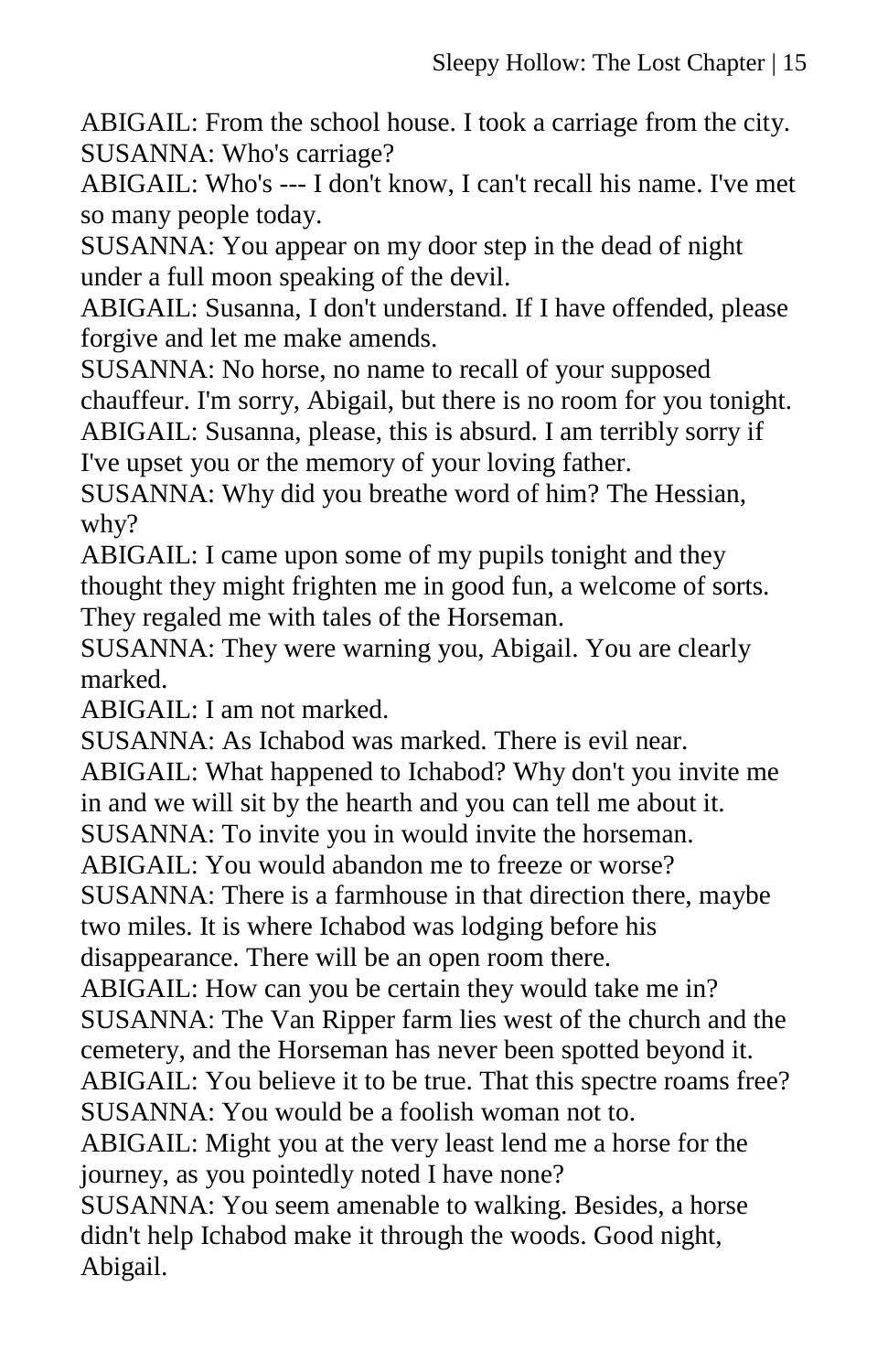ABIGAIL: From the school house. I took a carriage from the city.
SUSANNA: Who's carriage?
ABIGAIL: Who's --- I don't know, I can't recall his name. I've met so many people today.
SUSANNA: You appear on my door step in the dead of night under a full moon speaking of the devil.
ABIGAIL: Susanna, I don't understand. If I have offended, please forgive and let me make amends.
SUSANNA: No horse, no name to recall of your supposed chauffeur. I'm sorry, Abigail, but there is no room for you tonight.
ABIGAIL: Susanna, please, this is absurd. I am terribly sorry if I've upset you or the memory of your loving father.
SUSANNA: Why did you breathe word of him? The Hessian, why?
ABIGAIL: I came upon some of my pupils tonight and they thought they might frighten me in good fun, a welcome of sorts. They regaled me with tales of the Horseman.
SUSANNA: They were warning you, Abigail. You are clearly marked.
ABIGAIL: I am not marked.
SUSANNA: As Ichabod was marked. There is evil near.
ABIGAIL: What happened to Ichabod? Why don't you invite me in and we will sit by the hearth and you can tell me about it.
SUSANNA: To invite you in would invite the horseman.
ABIGAIL: You would abandon me to freeze or worse?
SUSANNA: There is a farmhouse in that direction there, maybe two miles. It is where Ichabod was lodging before his disappearance. There will be an open room there.
ABIGAIL: How can you be certain they would take me in?
SUSANNA: The Van Ripper farm lies west of the church and the cemetery, and the Horseman has never been spotted beyond it.
ABIGAIL: You believe it to be true. That this spectre roams free?
SUSANNA: You would be a foolish woman not to.
ABIGAIL: Might you at the very least lend me a horse for the journey, as you pointedly noted I have none?
SUSANNA: You seem amenable to walking. Besides, a horse didn't help Ichabod make it through the woods. Good night, Abigail.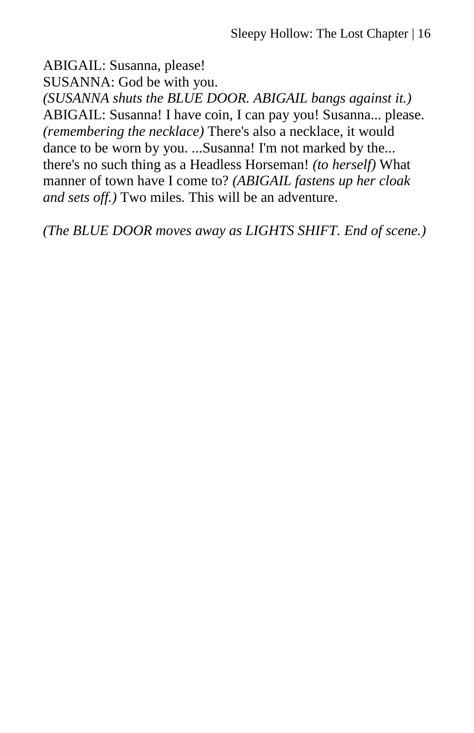ABIGAIL: Susanna, please!
SUSANNA: God be with you.
*(SUSANNA shuts the BLUE DOOR. ABIGAIL bangs against it.)*
ABIGAIL: Susanna! I have coin, I can pay you! Susanna... please. *(remembering the necklace)* There's also a necklace, it would dance to be worn by you. ...Susanna! I'm not marked by the... there's no such thing as a Headless Horseman! *(to herself)* What manner of town have I come to? *(ABIGAIL fastens up her cloak and sets off.)* Two miles. This will be an adventure.

*(The BLUE DOOR moves away as LIGHTS SHIFT. End of scene.)*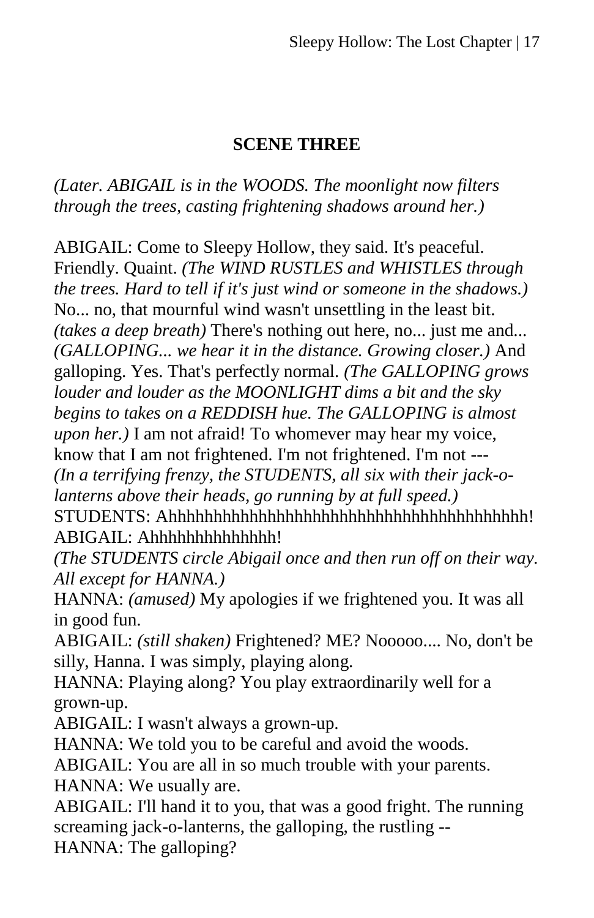**SCENE THREE**

*(Later. ABIGAIL is in the WOODS. The moonlight now filters through the trees, casting frightening shadows around her.)*

ABIGAIL: Come to Sleepy Hollow, they said. It's peaceful. Friendly. Quaint. *(The WIND RUSTLES and WHISTLES through the trees. Hard to tell if it's just wind or someone in the shadows.)* No... no, that mournful wind wasn't unsettling in the least bit. *(takes a deep breath)* There's nothing out here, no... just me and... *(GALLOPING... we hear it in the distance. Growing closer.)* And galloping. Yes. That's perfectly normal. *(The GALLOPING grows louder and louder as the MOONLIGHT dims a bit and the sky begins to takes on a REDDISH hue. The GALLOPING is almost upon her.)* I am not afraid! To whomever may hear my voice, know that I am not frightened. I'm not frightened. I'm not --- *(In a terrifying frenzy, the STUDENTS, all six with their jack-o-lanterns above their heads, go running by at full speed.)*
STUDENTS: Ahhhhhhhhhhhhhhhhhhhhhhhhhhhhhhhhhhhhhhh!
ABIGAIL: Ahhhhhhhhhhhhhh!
*(The STUDENTS circle Abigail once and then run off on their way. All except for HANNA.)*
HANNA: *(amused)* My apologies if we frightened you. It was all in good fun.
ABIGAIL: *(still shaken)* Frightened? ME? Nooooo.... No, don't be silly, Hanna. I was simply, playing along.
HANNA: Playing along? You play extraordinarily well for a grown-up.
ABIGAIL: I wasn't always a grown-up.
HANNA: We told you to be careful and avoid the woods.
ABIGAIL: You are all in so much trouble with your parents.
HANNA: We usually are.
ABIGAIL: I'll hand it to you, that was a good fright. The running screaming jack-o-lanterns, the galloping, the rustling --
HANNA: The galloping?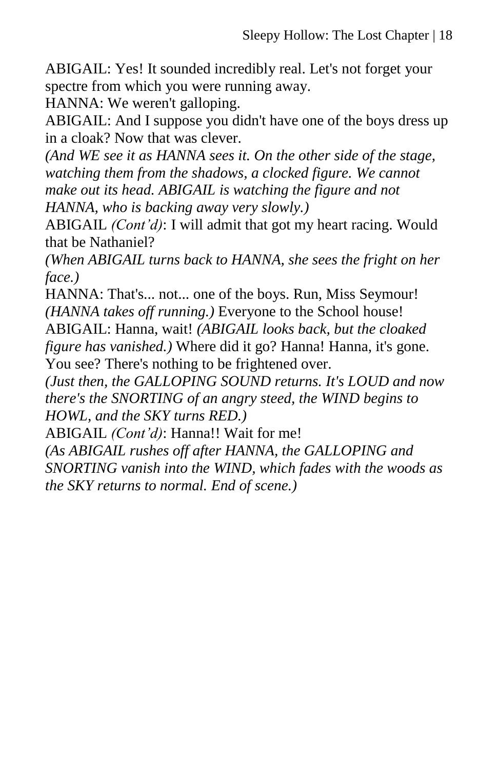ABIGAIL: Yes! It sounded incredibly real. Let's not forget your spectre from which you were running away.

HANNA: We weren't galloping.

ABIGAIL: And I suppose you didn't have one of the boys dress up in a cloak? Now that was clever.

*(And WE see it as HANNA sees it. On the other side of the stage, watching them from the shadows, a clocked figure. We cannot make out its head. ABIGAIL is watching the figure and not HANNA, who is backing away very slowly.)*

ABIGAIL *(Cont'd)*: I will admit that got my heart racing. Would that be Nathaniel?

*(When ABIGAIL turns back to HANNA, she sees the fright on her face.)*

HANNA: That's... not... one of the boys. Run, Miss Seymour! *(HANNA takes off running.)* Everyone to the School house!

ABIGAIL: Hanna, wait! *(ABIGAIL looks back, but the cloaked figure has vanished.)* Where did it go? Hanna! Hanna, it's gone. You see? There's nothing to be frightened over.

*(Just then, the GALLOPING SOUND returns. It's LOUD and now there's the SNORTING of an angry steed, the WIND begins to HOWL, and the SKY turns RED.)*

ABIGAIL *(Cont'd)*: Hanna!! Wait for me!

*(As ABIGAIL rushes off after HANNA, the GALLOPING and SNORTING vanish into the WIND, which fades with the woods as the SKY returns to normal. End of scene.)*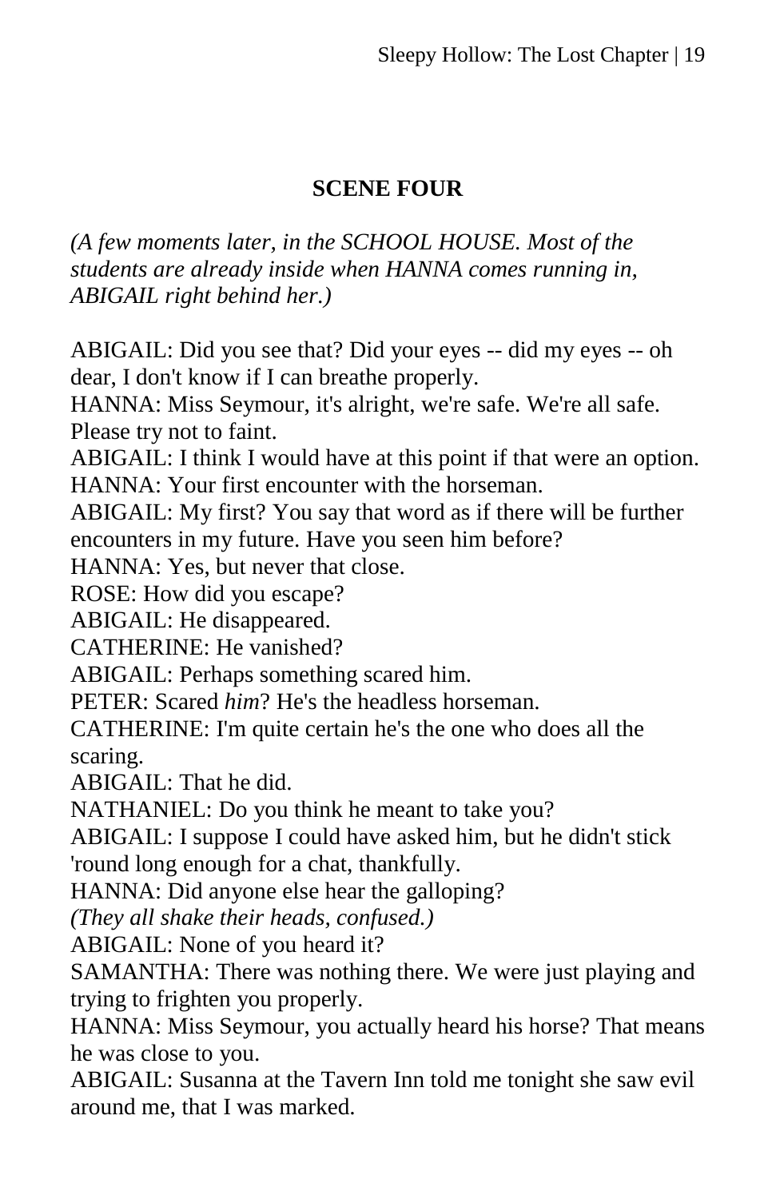**SCENE FOUR**

*(A few moments later, in the SCHOOL HOUSE. Most of the students are already inside when HANNA comes running in, ABIGAIL right behind her.)*

ABIGAIL: Did you see that? Did your eyes -- did my eyes -- oh dear, I don't know if I can breathe properly.
HANNA: Miss Seymour, it's alright, we're safe. We're all safe. Please try not to faint.
ABIGAIL: I think I would have at this point if that were an option.
HANNA: Your first encounter with the horseman.
ABIGAIL: My first? You say that word as if there will be further encounters in my future. Have you seen him before?
HANNA: Yes, but never that close.
ROSE: How did you escape?
ABIGAIL: He disappeared.
CATHERINE: He vanished?
ABIGAIL: Perhaps something scared him.
PETER: Scared *him*? He's the headless horseman.
CATHERINE: I'm quite certain he's the one who does all the scaring.
ABIGAIL: That he did.
NATHANIEL: Do you think he meant to take you?
ABIGAIL: I suppose I could have asked him, but he didn't stick 'round long enough for a chat, thankfully.
HANNA: Did anyone else hear the galloping?
*(They all shake their heads, confused.)*
ABIGAIL: None of you heard it?
SAMANTHA: There was nothing there. We were just playing and trying to frighten you properly.
HANNA: Miss Seymour, you actually heard his horse? That means he was close to you.
ABIGAIL: Susanna at the Tavern Inn told me tonight she saw evil around me, that I was marked.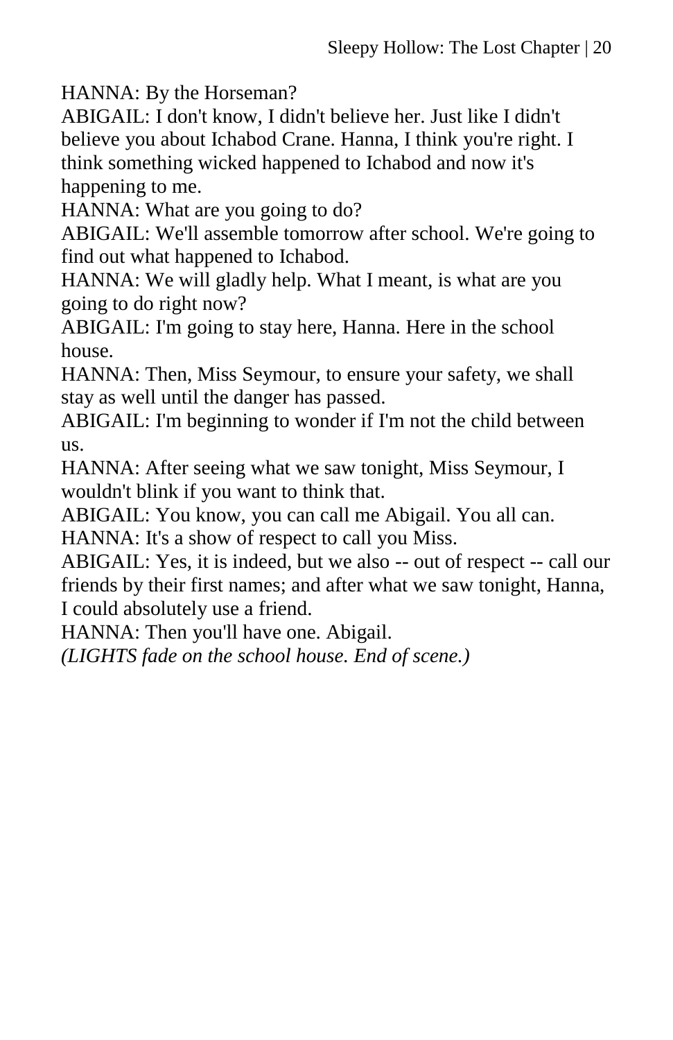HANNA: By the Horseman?

ABIGAIL: I don't know, I didn't believe her. Just like I didn't believe you about Ichabod Crane. Hanna, I think you're right. I think something wicked happened to Ichabod and now it's happening to me.

HANNA: What are you going to do?

ABIGAIL: We'll assemble tomorrow after school. We're going to find out what happened to Ichabod.

HANNA: We will gladly help. What I meant, is what are you going to do right now?

ABIGAIL: I'm going to stay here, Hanna. Here in the school house.

HANNA: Then, Miss Seymour, to ensure your safety, we shall stay as well until the danger has passed.

ABIGAIL: I'm beginning to wonder if I'm not the child between us.

HANNA: After seeing what we saw tonight, Miss Seymour, I wouldn't blink if you want to think that.

ABIGAIL: You know, you can call me Abigail. You all can.

HANNA: It's a show of respect to call you Miss.

ABIGAIL: Yes, it is indeed, but we also -- out of respect -- call our friends by their first names; and after what we saw tonight, Hanna, I could absolutely use a friend.

HANNA: Then you'll have one. Abigail.

*(LIGHTS fade on the school house. End of scene.)*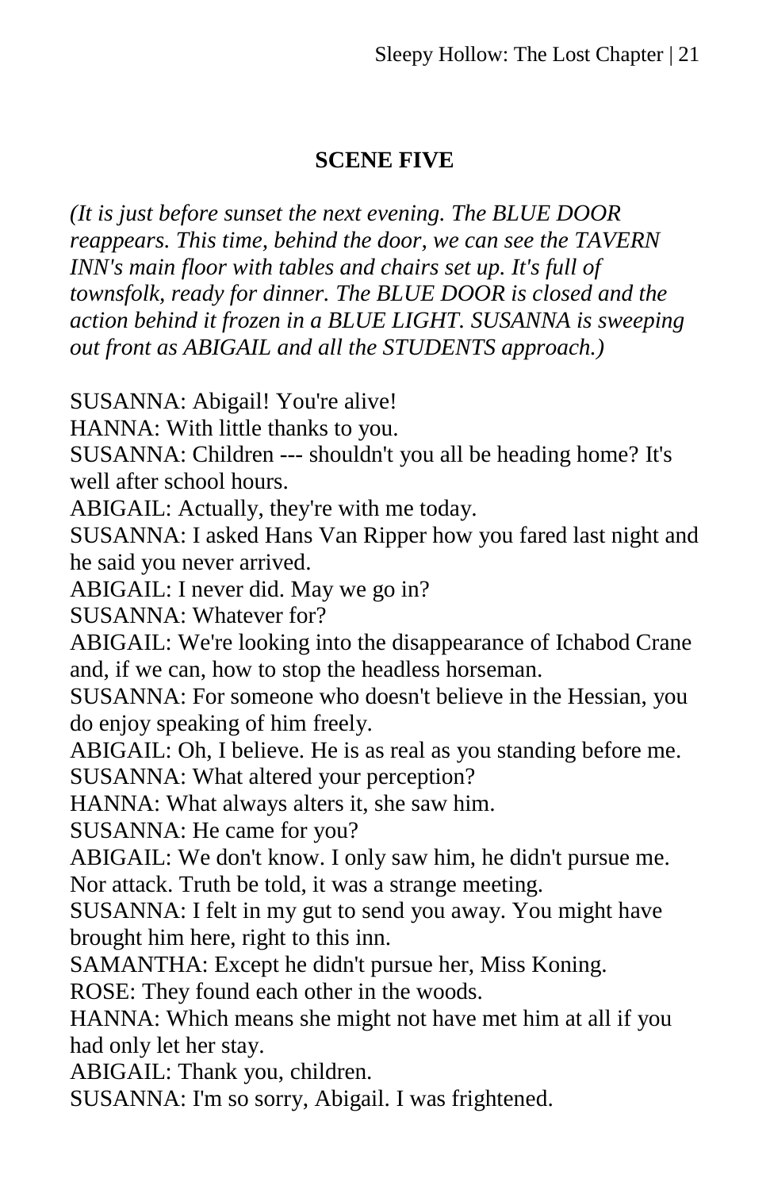## SCENE FIVE

*(It is just before sunset the next evening. The BLUE DOOR reappears. This time, behind the door, we can see the TAVERN INN's main floor with tables and chairs set up. It's full of townsfolk, ready for dinner. The BLUE DOOR is closed and the action behind it frozen in a BLUE LIGHT. SUSANNA is sweeping out front as ABIGAIL and all the STUDENTS approach.)*

SUSANNA: Abigail! You're alive!

HANNA: With little thanks to you.

SUSANNA: Children --- shouldn't you all be heading home? It's well after school hours.

ABIGAIL: Actually, they're with me today.

SUSANNA: I asked Hans Van Ripper how you fared last night and he said you never arrived.

ABIGAIL: I never did. May we go in?

SUSANNA: Whatever for?

ABIGAIL: We're looking into the disappearance of Ichabod Crane and, if we can, how to stop the headless horseman.

SUSANNA: For someone who doesn't believe in the Hessian, you do enjoy speaking of him freely.

ABIGAIL: Oh, I believe. He is as real as you standing before me.

SUSANNA: What altered your perception?

HANNA: What always alters it, she saw him.

SUSANNA: He came for you?

ABIGAIL: We don't know. I only saw him, he didn't pursue me. Nor attack. Truth be told, it was a strange meeting.

SUSANNA: I felt in my gut to send you away. You might have brought him here, right to this inn.

SAMANTHA: Except he didn't pursue her, Miss Koning.

ROSE: They found each other in the woods.

HANNA: Which means she might not have met him at all if you had only let her stay.

ABIGAIL: Thank you, children.

SUSANNA: I'm so sorry, Abigail. I was frightened.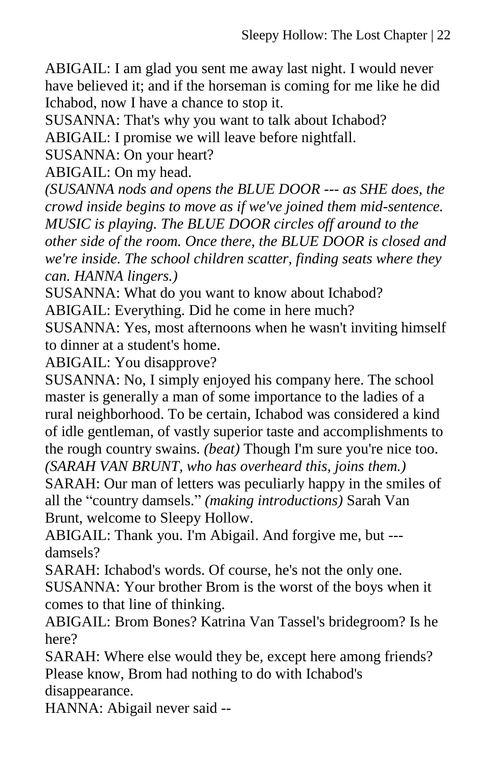ABIGAIL: I am glad you sent me away last night. I would never have believed it; and if the horseman is coming for me like he did Ichabod, now I have a chance to stop it.

SUSANNA: That's why you want to talk about Ichabod?

ABIGAIL: I promise we will leave before nightfall.

SUSANNA: On your heart?

ABIGAIL: On my head.

*(SUSANNA nods and opens the BLUE DOOR --- as SHE does, the crowd inside begins to move as if we've joined them mid-sentence. MUSIC is playing. The BLUE DOOR circles off around to the other side of the room. Once there, the BLUE DOOR is closed and we're inside. The school children scatter, finding seats where they can. HANNA lingers.)*

SUSANNA: What do you want to know about Ichabod?

ABIGAIL: Everything. Did he come in here much?

SUSANNA: Yes, most afternoons when he wasn't inviting himself to dinner at a student's home.

ABIGAIL: You disapprove?

SUSANNA: No, I simply enjoyed his company here. The school master is generally a man of some importance to the ladies of a rural neighborhood. To be certain, Ichabod was considered a kind of idle gentleman, of vastly superior taste and accomplishments to the rough country swains. *(beat)* Though I'm sure you're nice too.

*(SARAH VAN BRUNT, who has overheard this, joins them.)*

SARAH: Our man of letters was peculiarly happy in the smiles of all the "country damsels." *(making introductions)* Sarah Van Brunt, welcome to Sleepy Hollow.

ABIGAIL: Thank you. I'm Abigail. And forgive me, but --- damsels?

SARAH: Ichabod's words. Of course, he's not the only one.

SUSANNA: Your brother Brom is the worst of the boys when it comes to that line of thinking.

ABIGAIL: Brom Bones? Katrina Van Tassel's bridegroom? Is he here?

SARAH: Where else would they be, except here among friends? Please know, Brom had nothing to do with Ichabod's disappearance.

HANNA: Abigail never said --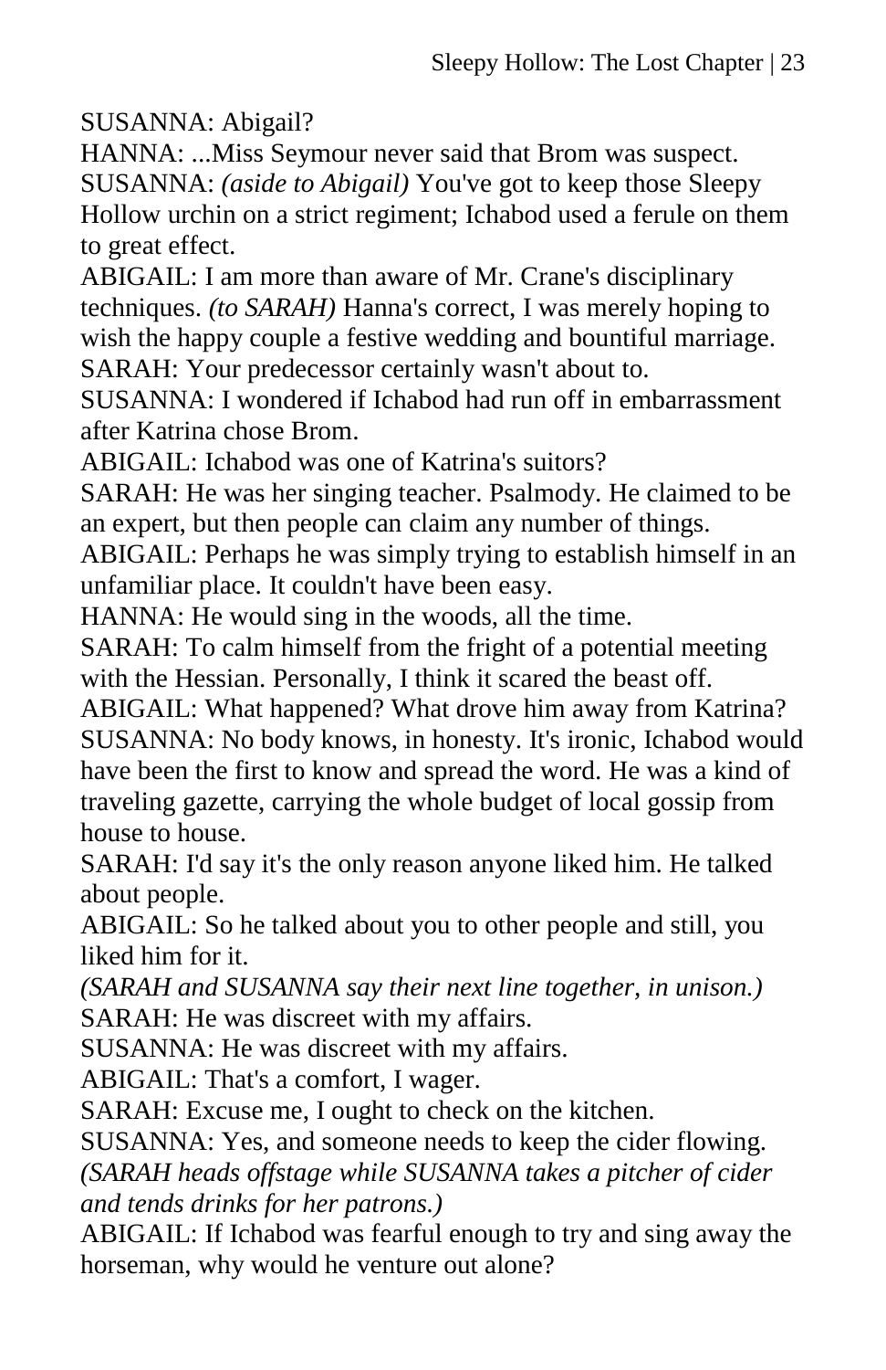SUSANNA: Abigail?

HANNA: ...Miss Seymour never said that Brom was suspect.

SUSANNA: *(aside to Abigail)* You've got to keep those Sleepy Hollow urchin on a strict regiment; Ichabod used a ferule on them to great effect.

ABIGAIL: I am more than aware of Mr. Crane's disciplinary techniques. *(to SARAH)* Hanna's correct, I was merely hoping to wish the happy couple a festive wedding and bountiful marriage.

SARAH: Your predecessor certainly wasn't about to.

SUSANNA: I wondered if Ichabod had run off in embarrassment after Katrina chose Brom.

ABIGAIL: Ichabod was one of Katrina's suitors?

SARAH: He was her singing teacher. Psalmody. He claimed to be an expert, but then people can claim any number of things.

ABIGAIL: Perhaps he was simply trying to establish himself in an unfamiliar place. It couldn't have been easy.

HANNA: He would sing in the woods, all the time.

SARAH: To calm himself from the fright of a potential meeting with the Hessian. Personally, I think it scared the beast off.

ABIGAIL: What happened? What drove him away from Katrina?

SUSANNA: No body knows, in honesty. It's ironic, Ichabod would have been the first to know and spread the word. He was a kind of traveling gazette, carrying the whole budget of local gossip from house to house.

SARAH: I'd say it's the only reason anyone liked him. He talked about people.

ABIGAIL: So he talked about you to other people and still, you liked him for it.

*(SARAH and SUSANNA say their next line together, in unison.)*

SARAH: He was discreet with my affairs.

SUSANNA: He was discreet with my affairs.

ABIGAIL: That's a comfort, I wager.

SARAH: Excuse me, I ought to check on the kitchen.

SUSANNA: Yes, and someone needs to keep the cider flowing.

*(SARAH heads offstage while SUSANNA takes a pitcher of cider and tends drinks for her patrons.)*

ABIGAIL: If Ichabod was fearful enough to try and sing away the horseman, why would he venture out alone?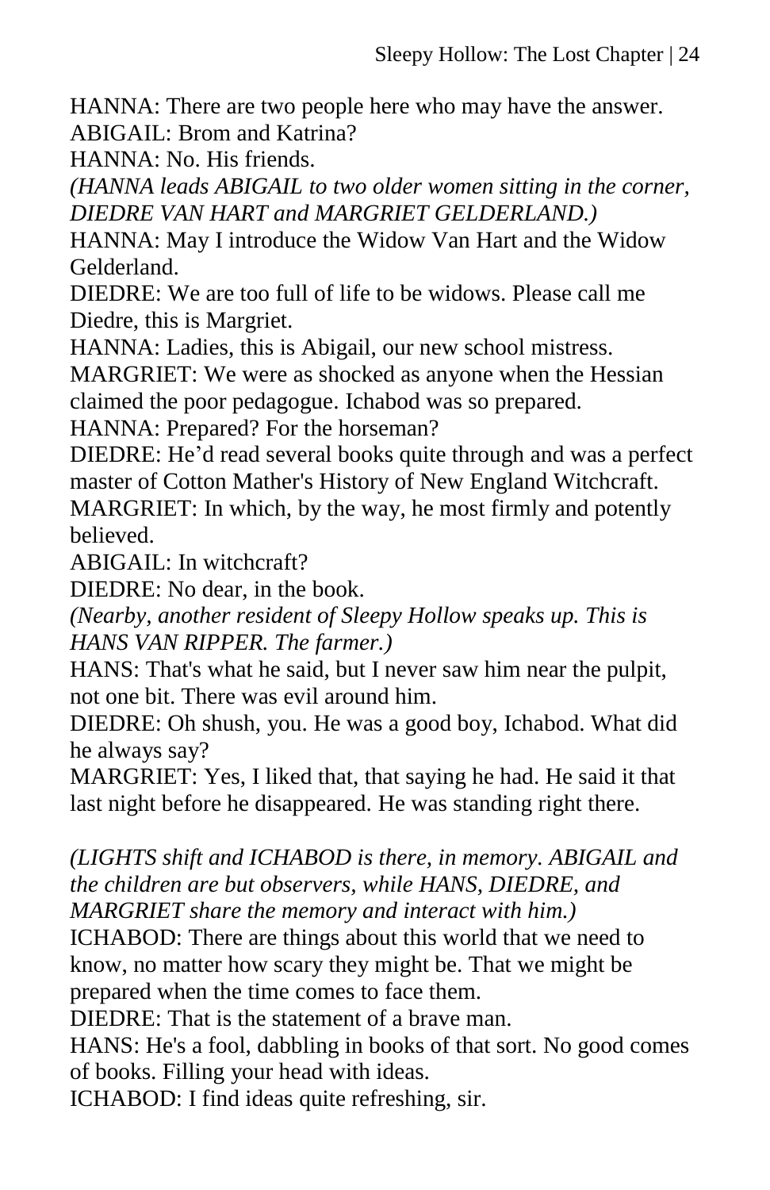HANNA: There are two people here who may have the answer.
ABIGAIL: Brom and Katrina?
HANNA: No. His friends.
*(HANNA leads ABIGAIL to two older women sitting in the corner, DIEDRE VAN HART and MARGRIET GELDERLAND.)*
HANNA: May I introduce the Widow Van Hart and the Widow Gelderland.
DIEDRE: We are too full of life to be widows. Please call me Diedre, this is Margriet.
HANNA: Ladies, this is Abigail, our new school mistress.
MARGRIET: We were as shocked as anyone when the Hessian claimed the poor pedagogue. Ichabod was so prepared.
HANNA: Prepared? For the horseman?
DIEDRE: He'd read several books quite through and was a perfect master of Cotton Mather's History of New England Witchcraft.
MARGRIET: In which, by the way, he most firmly and potently believed.
ABIGAIL: In witchcraft?
DIEDRE: No dear, in the book.
*(Nearby, another resident of Sleepy Hollow speaks up. This is HANS VAN RIPPER. The farmer.)*
HANS: That's what he said, but I never saw him near the pulpit, not one bit. There was evil around him.
DIEDRE: Oh shush, you. He was a good boy, Ichabod. What did he always say?
MARGRIET: Yes, I liked that, that saying he had. He said it that last night before he disappeared. He was standing right there.

*(LIGHTS shift and ICHABOD is there, in memory. ABIGAIL and the children are but observers, while HANS, DIEDRE, and MARGRIET share the memory and interact with him.)*
ICHABOD: There are things about this world that we need to know, no matter how scary they might be. That we might be prepared when the time comes to face them.
DIEDRE: That is the statement of a brave man.
HANS: He's a fool, dabbling in books of that sort. No good comes of books. Filling your head with ideas.
ICHABOD: I find ideas quite refreshing, sir.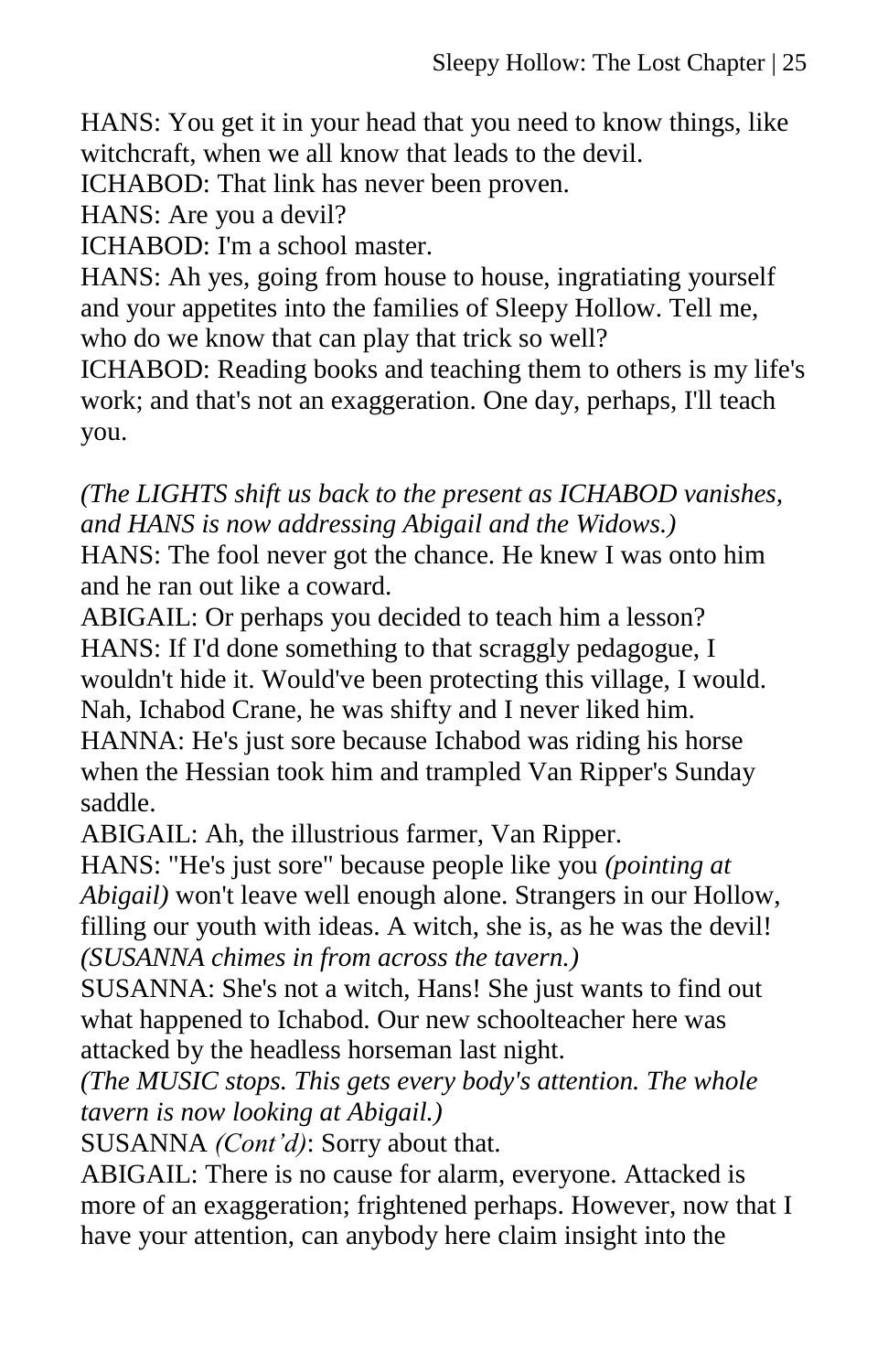HANS: You get it in your head that you need to know things, like witchcraft, when we all know that leads to the devil.

ICHABOD: That link has never been proven.

HANS: Are you a devil?

ICHABOD: I'm a school master.

HANS: Ah yes, going from house to house, ingratiating yourself and your appetites into the families of Sleepy Hollow. Tell me, who do we know that can play that trick so well?

ICHABOD: Reading books and teaching them to others is my life's work; and that's not an exaggeration. One day, perhaps, I'll teach you.

*(The LIGHTS shift us back to the present as ICHABOD vanishes, and HANS is now addressing Abigail and the Widows.)*

HANS: The fool never got the chance. He knew I was onto him and he ran out like a coward.

ABIGAIL: Or perhaps you decided to teach him a lesson?

HANS: If I'd done something to that scraggly pedagogue, I wouldn't hide it. Would've been protecting this village, I would. Nah, Ichabod Crane, he was shifty and I never liked him.

HANNA: He's just sore because Ichabod was riding his horse when the Hessian took him and trampled Van Ripper's Sunday saddle.

ABIGAIL: Ah, the illustrious farmer, Van Ripper.

HANS: "He's just sore" because people like you *(pointing at Abigail)* won't leave well enough alone. Strangers in our Hollow, filling our youth with ideas. A witch, she is, as he was the devil!

*(SUSANNA chimes in from across the tavern.)*

SUSANNA: She's not a witch, Hans! She just wants to find out what happened to Ichabod. Our new schoolteacher here was attacked by the headless horseman last night.

*(The MUSIC stops. This gets every body's attention. The whole tavern is now looking at Abigail.)*

SUSANNA *(Cont'd)*: Sorry about that.

ABIGAIL: There is no cause for alarm, everyone. Attacked is more of an exaggeration; frightened perhaps. However, now that I have your attention, can anybody here claim insight into the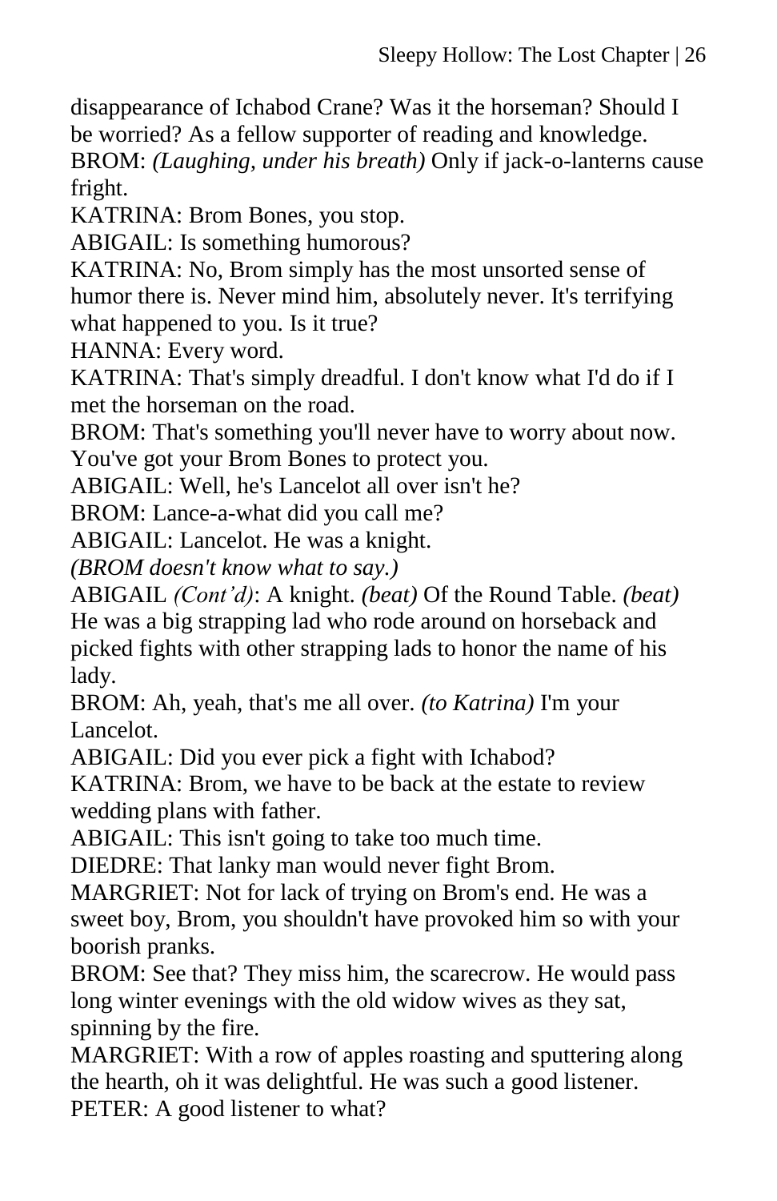disappearance of Ichabod Crane? Was it the horseman? Should I be worried? As a fellow supporter of reading and knowledge.

BROM: *(Laughing, under his breath)* Only if jack-o-lanterns cause fright.

KATRINA: Brom Bones, you stop.

ABIGAIL: Is something humorous?

KATRINA: No, Brom simply has the most unsorted sense of humor there is. Never mind him, absolutely never. It's terrifying what happened to you. Is it true?

HANNA: Every word.

KATRINA: That's simply dreadful. I don't know what I'd do if I met the horseman on the road.

BROM: That's something you'll never have to worry about now. You've got your Brom Bones to protect you.

ABIGAIL: Well, he's Lancelot all over isn't he?

BROM: Lance-a-what did you call me?

ABIGAIL: Lancelot. He was a knight.

*(BROM doesn't know what to say.)*

ABIGAIL *(Cont'd)*: A knight. *(beat)* Of the Round Table. *(beat)* He was a big strapping lad who rode around on horseback and picked fights with other strapping lads to honor the name of his lady.

BROM: Ah, yeah, that's me all over. *(to Katrina)* I'm your Lancelot.

ABIGAIL: Did you ever pick a fight with Ichabod?

KATRINA: Brom, we have to be back at the estate to review wedding plans with father.

ABIGAIL: This isn't going to take too much time.

DIEDRE: That lanky man would never fight Brom.

MARGRIET: Not for lack of trying on Brom's end. He was a sweet boy, Brom, you shouldn't have provoked him so with your boorish pranks.

BROM: See that? They miss him, the scarecrow. He would pass long winter evenings with the old widow wives as they sat, spinning by the fire.

MARGRIET: With a row of apples roasting and sputtering along the hearth, oh it was delightful. He was such a good listener.

PETER: A good listener to what?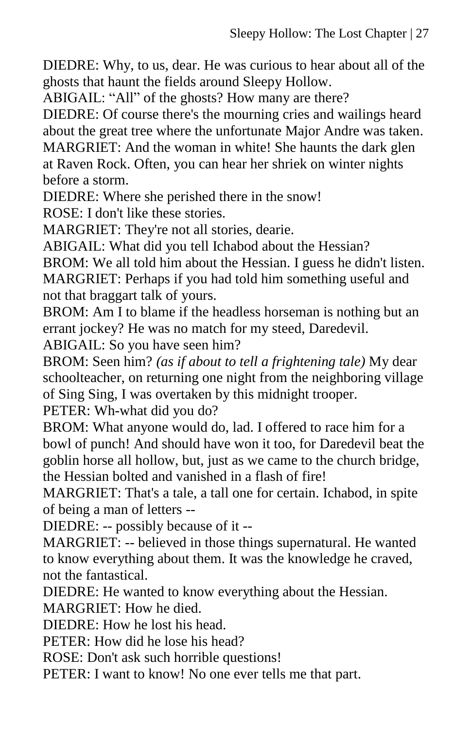DIEDRE: Why, to us, dear. He was curious to hear about all of the ghosts that haunt the fields around Sleepy Hollow.

ABIGAIL: “All” of the ghosts? How many are there?

DIEDRE: Of course there's the mourning cries and wailings heard about the great tree where the unfortunate Major Andre was taken.

MARGRIET: And the woman in white! She haunts the dark glen at Raven Rock. Often, you can hear her shriek on winter nights before a storm.

DIEDRE: Where she perished there in the snow!

ROSE: I don't like these stories.

MARGRIET: They're not all stories, dearie.

ABIGAIL: What did you tell Ichabod about the Hessian?

BROM: We all told him about the Hessian. I guess he didn't listen.

MARGRIET: Perhaps if you had told him something useful and not that braggart talk of yours.

BROM: Am I to blame if the headless horseman is nothing but an errant jockey? He was no match for my steed, Daredevil.

ABIGAIL: So you have seen him?

BROM: Seen him? *(as if about to tell a frightening tale)* My dear schoolteacher, on returning one night from the neighboring village of Sing Sing, I was overtaken by this midnight trooper.

PETER: Wh-what did you do?

BROM: What anyone would do, lad. I offered to race him for a bowl of punch! And should have won it too, for Daredevil beat the goblin horse all hollow, but, just as we came to the church bridge, the Hessian bolted and vanished in a flash of fire!

MARGRIET: That's a tale, a tall one for certain. Ichabod, in spite of being a man of letters --

DIEDRE: -- possibly because of it --

MARGRIET: -- believed in those things supernatural. He wanted to know everything about them. It was the knowledge he craved, not the fantastical.

DIEDRE: He wanted to know everything about the Hessian.

MARGRIET: How he died.

DIEDRE: How he lost his head.

PETER: How did he lose his head?

ROSE: Don't ask such horrible questions!

PETER: I want to know! No one ever tells me that part.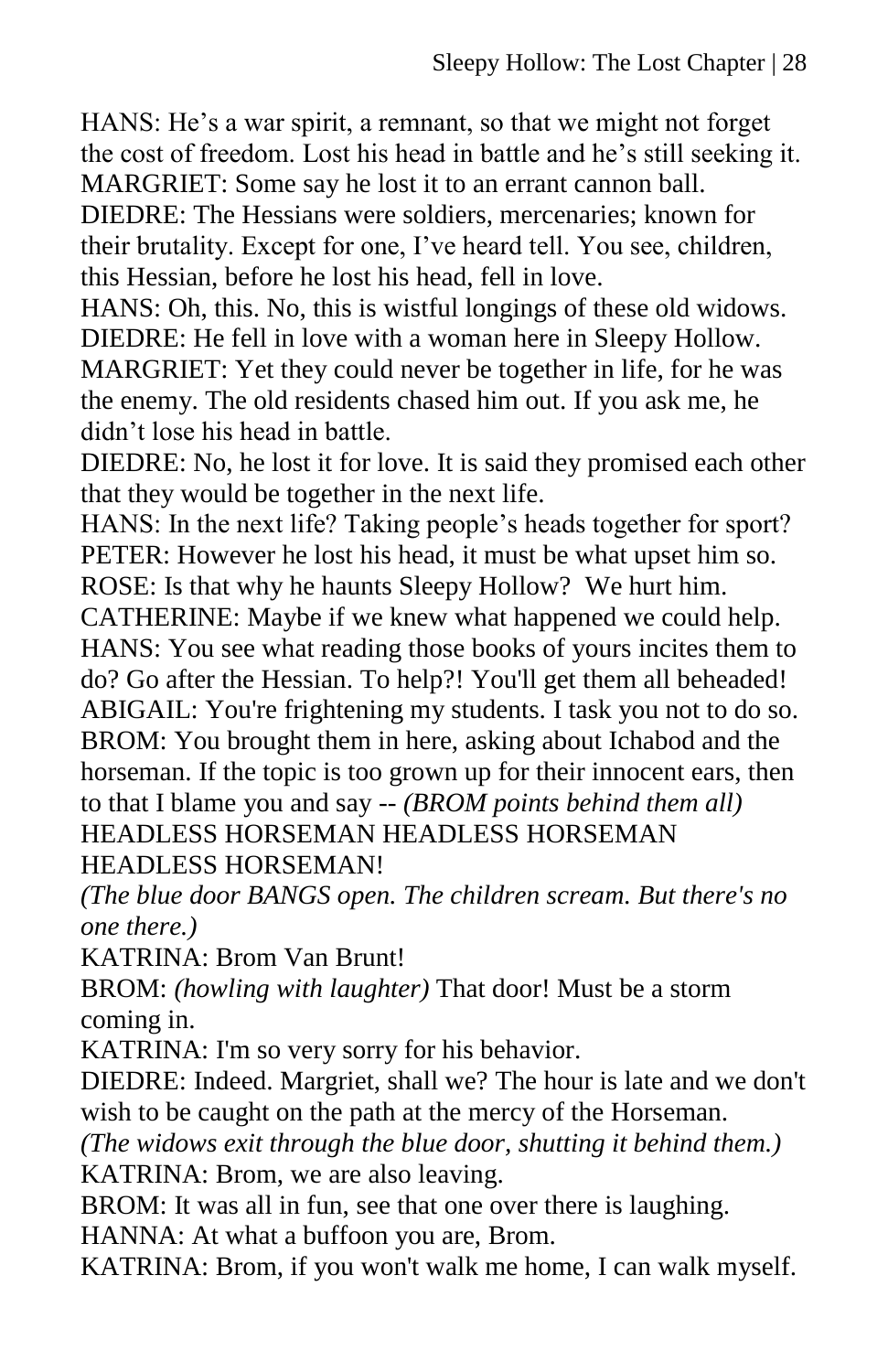HANS: He's a war spirit, a remnant, so that we might not forget the cost of freedom. Lost his head in battle and he's still seeking it.
MARGRIET: Some say he lost it to an errant cannon ball.
DIEDRE: The Hessians were soldiers, mercenaries; known for their brutality. Except for one, I've heard tell. You see, children, this Hessian, before he lost his head, fell in love.
HANS: Oh, this. No, this is wistful longings of these old widows.
DIEDRE: He fell in love with a woman here in Sleepy Hollow.
MARGRIET: Yet they could never be together in life, for he was the enemy. The old residents chased him out. If you ask me, he didn't lose his head in battle.
DIEDRE: No, he lost it for love. It is said they promised each other that they would be together in the next life.
HANS: In the next life? Taking people's heads together for sport?
PETER: However he lost his head, it must be what upset him so.
ROSE: Is that why he haunts Sleepy Hollow? We hurt him.
CATHERINE: Maybe if we knew what happened we could help.
HANS: You see what reading those books of yours incites them to do? Go after the Hessian. To help?! You'll get them all beheaded!
ABIGAIL: You're frightening my students. I task you not to do so.
BROM: You brought them in here, asking about Ichabod and the horseman. If the topic is too grown up for their innocent ears, then to that I blame you and say -- *(BROM points behind them all)* HEADLESS HORSEMAN HEADLESS HORSEMAN HEADLESS HORSEMAN!
*(The blue door BANGS open. The children scream. But there's no one there.)*
KATRINA: Brom Van Brunt!
BROM: *(howling with laughter)* That door! Must be a storm coming in.
KATRINA: I'm so very sorry for his behavior.
DIEDRE: Indeed. Margriet, shall we? The hour is late and we don't wish to be caught on the path at the mercy of the Horseman.
*(The widows exit through the blue door, shutting it behind them.)*
KATRINA: Brom, we are also leaving.
BROM: It was all in fun, see that one over there is laughing.
HANNA: At what a buffoon you are, Brom.
KATRINA: Brom, if you won't walk me home, I can walk myself.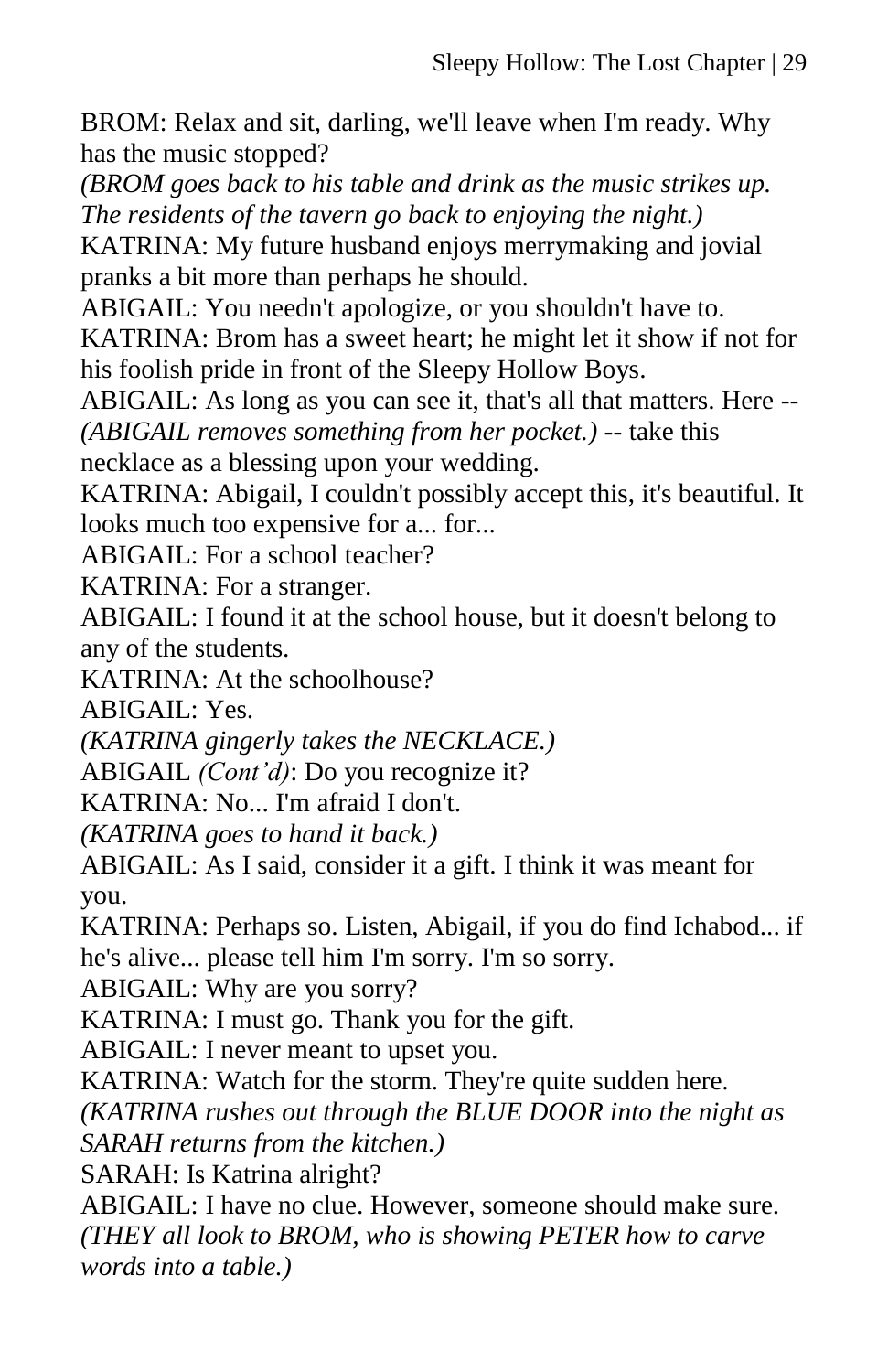BROM: Relax and sit, darling, we'll leave when I'm ready. Why has the music stopped?

*(BROM goes back to his table and drink as the music strikes up. The residents of the tavern go back to enjoying the night.)*

KATRINA: My future husband enjoys merrymaking and jovial pranks a bit more than perhaps he should.

ABIGAIL: You needn't apologize, or you shouldn't have to.

KATRINA: Brom has a sweet heart; he might let it show if not for his foolish pride in front of the Sleepy Hollow Boys.

ABIGAIL: As long as you can see it, that's all that matters. Here -- *(ABIGAIL removes something from her pocket.)* -- take this necklace as a blessing upon your wedding.

KATRINA: Abigail, I couldn't possibly accept this, it's beautiful. It looks much too expensive for a... for...

ABIGAIL: For a school teacher?

KATRINA: For a stranger.

ABIGAIL: I found it at the school house, but it doesn't belong to any of the students.

KATRINA: At the schoolhouse?

ABIGAIL: Yes.

*(KATRINA gingerly takes the NECKLACE.)*

ABIGAIL *(Cont'd)*: Do you recognize it?

KATRINA: No... I'm afraid I don't.

*(KATRINA goes to hand it back.)*

ABIGAIL: As I said, consider it a gift. I think it was meant for you.

KATRINA: Perhaps so. Listen, Abigail, if you do find Ichabod... if he's alive... please tell him I'm sorry. I'm so sorry.

ABIGAIL: Why are you sorry?

KATRINA: I must go. Thank you for the gift.

ABIGAIL: I never meant to upset you.

KATRINA: Watch for the storm. They're quite sudden here.

*(KATRINA rushes out through the BLUE DOOR into the night as SARAH returns from the kitchen.)*

SARAH: Is Katrina alright?

ABIGAIL: I have no clue. However, someone should make sure.

*(THEY all look to BROM, who is showing PETER how to carve words into a table.)*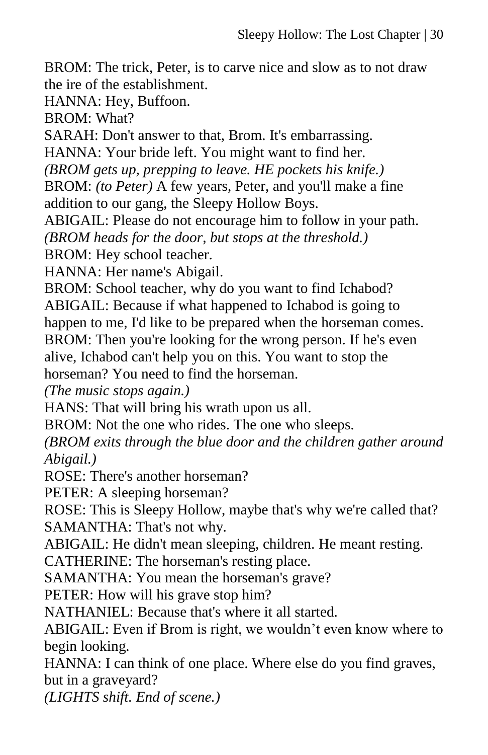BROM: The trick, Peter, is to carve nice and slow as to not draw the ire of the establishment.

HANNA: Hey, Buffoon.

BROM: What?

SARAH: Don't answer to that, Brom. It's embarrassing.

HANNA: Your bride left. You might want to find her.

*(BROM gets up, prepping to leave. HE pockets his knife.)*

BROM: *(to Peter)* A few years, Peter, and you'll make a fine addition to our gang, the Sleepy Hollow Boys.

ABIGAIL: Please do not encourage him to follow in your path.

*(BROM heads for the door, but stops at the threshold.)*

BROM: Hey school teacher.

HANNA: Her name's Abigail.

BROM: School teacher, why do you want to find Ichabod?

ABIGAIL: Because if what happened to Ichabod is going to happen to me, I'd like to be prepared when the horseman comes.

BROM: Then you're looking for the wrong person. If he's even alive, Ichabod can't help you on this. You want to stop the horseman? You need to find the horseman.

*(The music stops again.)*

HANS: That will bring his wrath upon us all.

BROM: Not the one who rides. The one who sleeps.

*(BROM exits through the blue door and the children gather around Abigail.)*

ROSE: There's another horseman?

PETER: A sleeping horseman?

ROSE: This is Sleepy Hollow, maybe that's why we're called that?

SAMANTHA: That's not why.

ABIGAIL: He didn't mean sleeping, children. He meant resting.

CATHERINE: The horseman's resting place.

SAMANTHA: You mean the horseman's grave?

PETER: How will his grave stop him?

NATHANIEL: Because that's where it all started.

ABIGAIL: Even if Brom is right, we wouldn't even know where to begin looking.

HANNA: I can think of one place. Where else do you find graves, but in a graveyard?

*(LIGHTS shift. End of scene.)*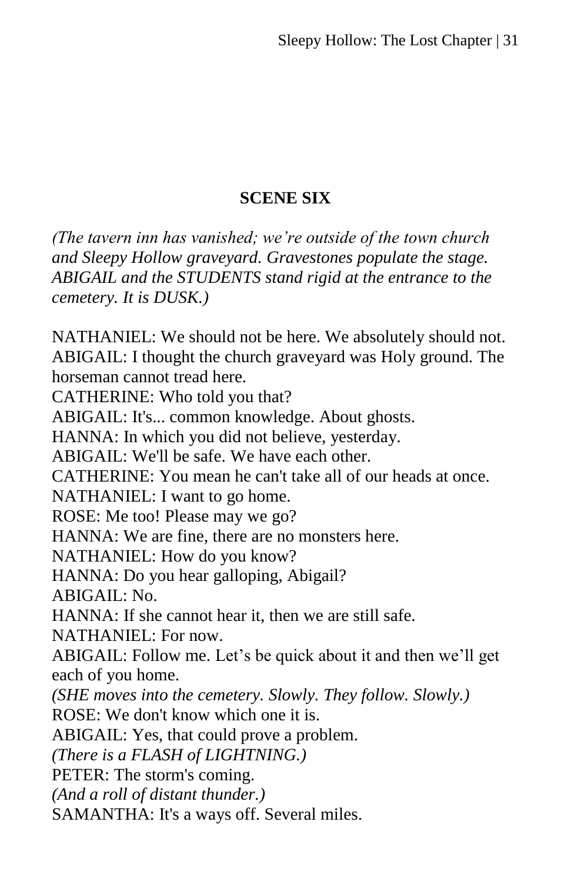## SCENE SIX

*(The tavern inn has vanished; we're outside of the town church and Sleepy Hollow graveyard. Gravestones populate the stage. ABIGAIL and the STUDENTS stand rigid at the entrance to the cemetery. It is DUSK.)*

NATHANIEL: We should not be here. We absolutely should not.
ABIGAIL: I thought the church graveyard was Holy ground. The horseman cannot tread here.
CATHERINE: Who told you that?
ABIGAIL: It's... common knowledge. About ghosts.
HANNA: In which you did not believe, yesterday.
ABIGAIL: We'll be safe. We have each other.
CATHERINE: You mean he can't take all of our heads at once.
NATHANIEL: I want to go home.
ROSE: Me too! Please may we go?
HANNA: We are fine, there are no monsters here.
NATHANIEL: How do you know?
HANNA: Do you hear galloping, Abigail?
ABIGAIL: No.
HANNA: If she cannot hear it, then we are still safe.
NATHANIEL: For now.
ABIGAIL: Follow me. Let's be quick about it and then we'll get each of you home.
*(SHE moves into the cemetery. Slowly. They follow. Slowly.)*
ROSE: We don't know which one it is.
ABIGAIL: Yes, that could prove a problem.
*(There is a FLASH of LIGHTNING.)*
PETER: The storm's coming.
*(And a roll of distant thunder.)*
SAMANTHA: It's a ways off. Several miles.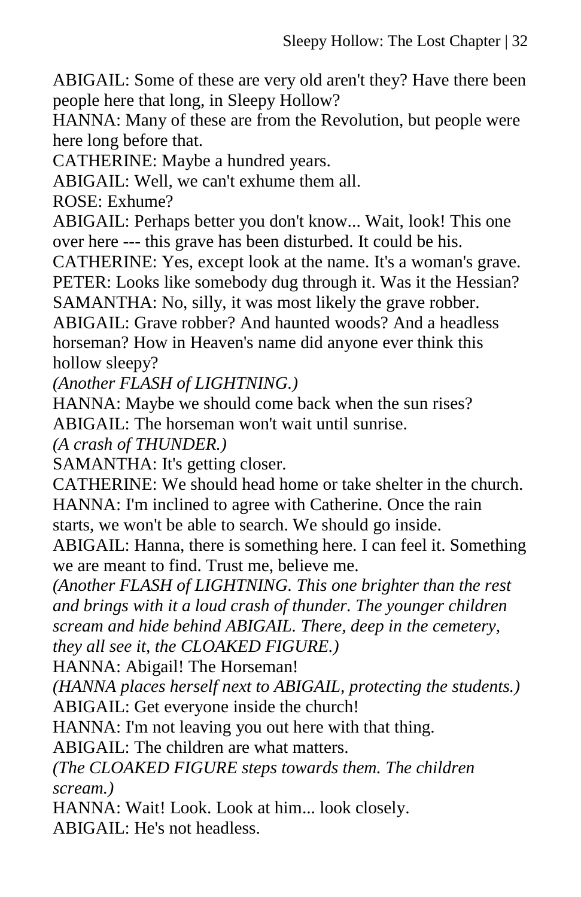ABIGAIL: Some of these are very old aren't they? Have there been people here that long, in Sleepy Hollow?
HANNA: Many of these are from the Revolution, but people were here long before that.
CATHERINE: Maybe a hundred years.
ABIGAIL: Well, we can't exhume them all.
ROSE: Exhume?
ABIGAIL: Perhaps better you don't know... Wait, look! This one over here --- this grave has been disturbed. It could be his.
CATHERINE: Yes, except look at the name. It's a woman's grave.
PETER: Looks like somebody dug through it. Was it the Hessian?
SAMANTHA: No, silly, it was most likely the grave robber.
ABIGAIL: Grave robber? And haunted woods? And a headless horseman? How in Heaven's name did anyone ever think this hollow sleepy?
*(Another FLASH of LIGHTNING.)*
HANNA: Maybe we should come back when the sun rises?
ABIGAIL: The horseman won't wait until sunrise.
*(A crash of THUNDER.)*
SAMANTHA: It's getting closer.
CATHERINE: We should head home or take shelter in the church.
HANNA: I'm inclined to agree with Catherine. Once the rain starts, we won't be able to search. We should go inside.
ABIGAIL: Hanna, there is something here. I can feel it. Something we are meant to find. Trust me, believe me.
*(Another FLASH of LIGHTNING. This one brighter than the rest and brings with it a loud crash of thunder. The younger children scream and hide behind ABIGAIL. There, deep in the cemetery, they all see it, the CLOAKED FIGURE.)*
HANNA: Abigail! The Horseman!
*(HANNA places herself next to ABIGAIL, protecting the students.)*
ABIGAIL: Get everyone inside the church!
HANNA: I'm not leaving you out here with that thing.
ABIGAIL: The children are what matters.
*(The CLOAKED FIGURE steps towards them. The children scream.)*
HANNA: Wait! Look. Look at him... look closely.
ABIGAIL: He's not headless.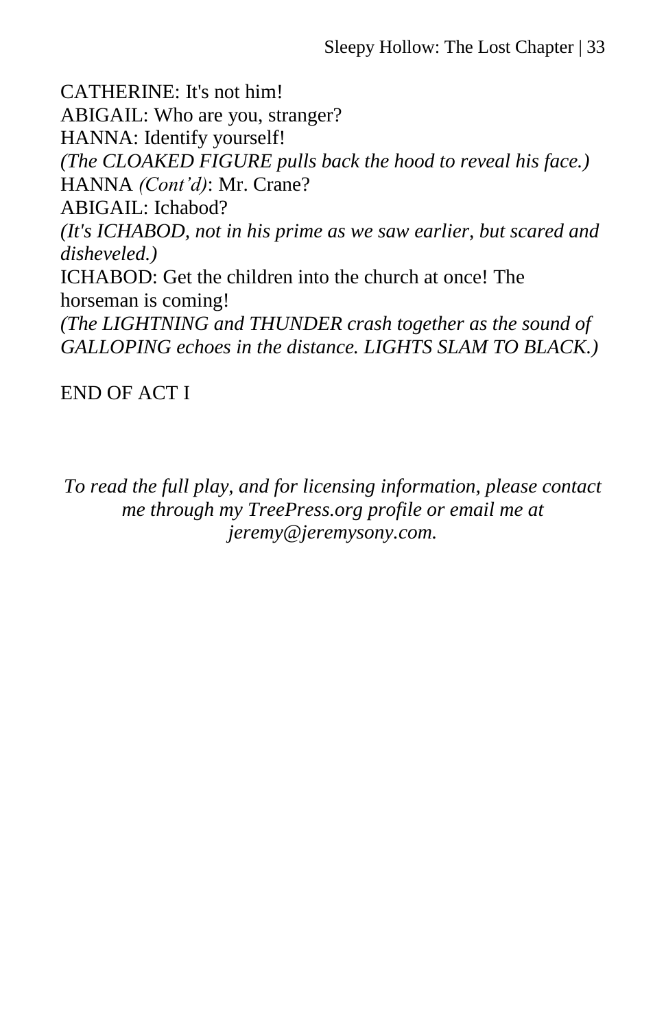CATHERINE: It's not him!  
ABIGAIL: Who are you, stranger?  
HANNA: Identify yourself!  
*(The CLOAKED FIGURE pulls back the hood to reveal his face.)*  
HANNA *(Cont'd)*: Mr. Crane?  
ABIGAIL: Ichabod?  
*(It's ICHABOD, not in his prime as we saw earlier, but scared and disheveled.)*  
ICHABOD: Get the children into the church at once! The horseman is coming!  
*(The LIGHTNING and THUNDER crash together as the sound of GALLOPING echoes in the distance. LIGHTS SLAM TO BLACK.)*

END OF ACT I

*To read the full play, and for licensing information, please contact me through my TreePress.org profile or email me at jeremy@jeremysony.com.*